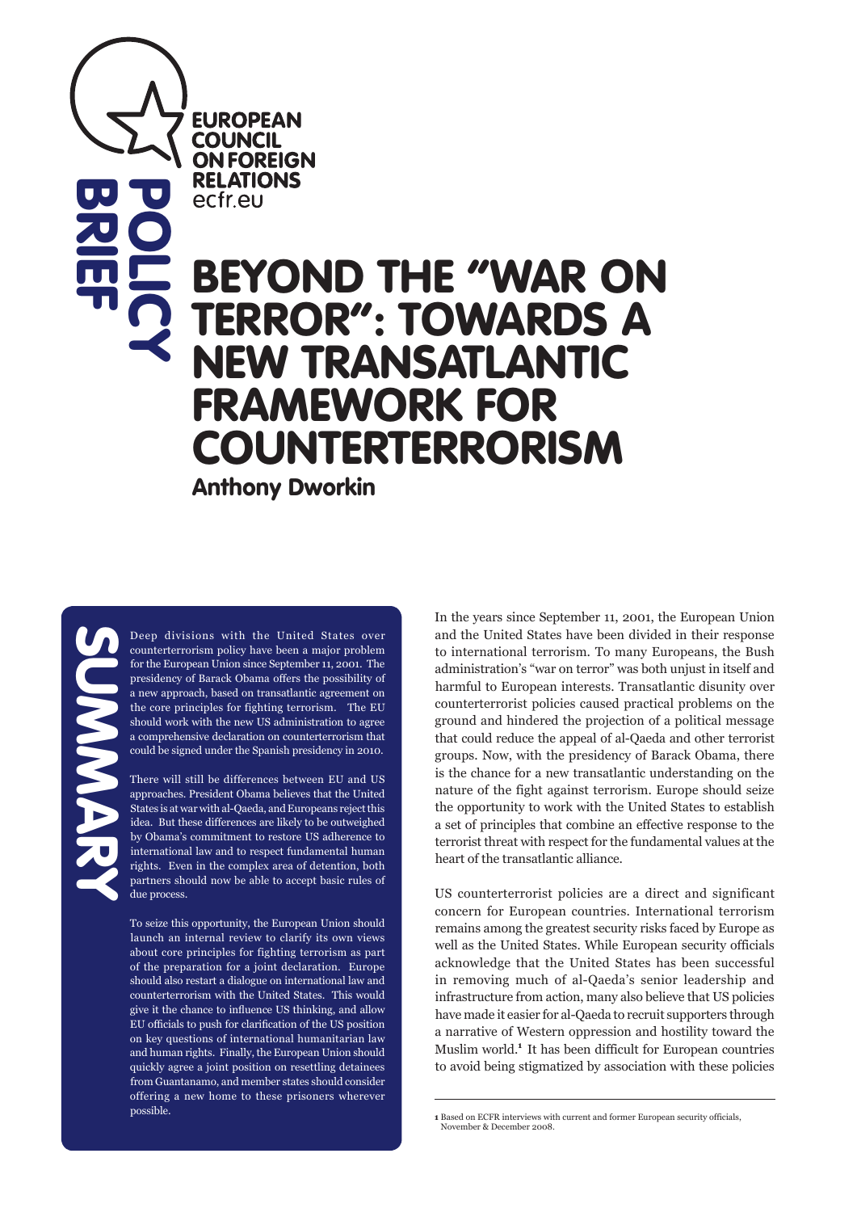EUROPEAN COUNCIL ON FOREIGN RELATIONS
ecfr.eu

POLICY BRIEF

# BEYOND THE "WAR ON TERROR": TOWARDS A NEW TRANSATLANTIC FRAMEWORK FOR COUNTERTERRORISM

**Anthony Dworkin**

## SUMMARY

Deep divisions with the United States over counterterrorism policy have been a major problem for the European Union since September 11, 2001. The presidency of Barack Obama offers the possibility of a new approach, based on transatlantic agreement on the core principles for fighting terrorism. The EU should work with the new US administration to agree a comprehensive declaration on counterterrorism that could be signed under the Spanish presidency in 2010.

There will still be differences between EU and US approaches. President Obama believes that the United States is at war with al-Qaeda, and Europeans reject this idea. But these differences are likely to be outweighed by Obama's commitment to restore US adherence to international law and to respect fundamental human rights. Even in the complex area of detention, both partners should now be able to accept basic rules of due process.

To seize this opportunity, the European Union should launch an internal review to clarify its own views about core principles for fighting terrorism as part of the preparation for a joint declaration. Europe should also restart a dialogue on international law and counterterrorism with the United States. This would give it the chance to influence US thinking, and allow EU officials to push for clarification of the US position on key questions of international humanitarian law and human rights. Finally, the European Union should quickly agree a joint position on resettling detainees from Guantanamo, and member states should consider offering a new home to these prisoners wherever possible.

In the years since September 11, 2001, the European Union and the United States have been divided in their response to international terrorism. To many Europeans, the Bush administration's "war on terror" was both unjust in itself and harmful to European interests. Transatlantic disunity over counterterrorist policies caused practical problems on the ground and hindered the projection of a political message that could reduce the appeal of al-Qaeda and other terrorist groups. Now, with the presidency of Barack Obama, there is the chance for a new transatlantic understanding on the nature of the fight against terrorism. Europe should seize the opportunity to work with the United States to establish a set of principles that combine an effective response to the terrorist threat with respect for the fundamental values at the heart of the transatlantic alliance.

US counterterrorist policies are a direct and significant concern for European countries. International terrorism remains among the greatest security risks faced by Europe as well as the United States. While European security officials acknowledge that the United States has been successful in removing much of al-Qaeda's senior leadership and infrastructure from action, many also believe that US policies have made it easier for al-Qaeda to recruit supporters through a narrative of Western oppression and hostility toward the Muslim world.[1] It has been difficult for European countries to avoid being stigmatized by association with these policies

[1] Based on ECFR interviews with current and former European security officials, November & December 2008.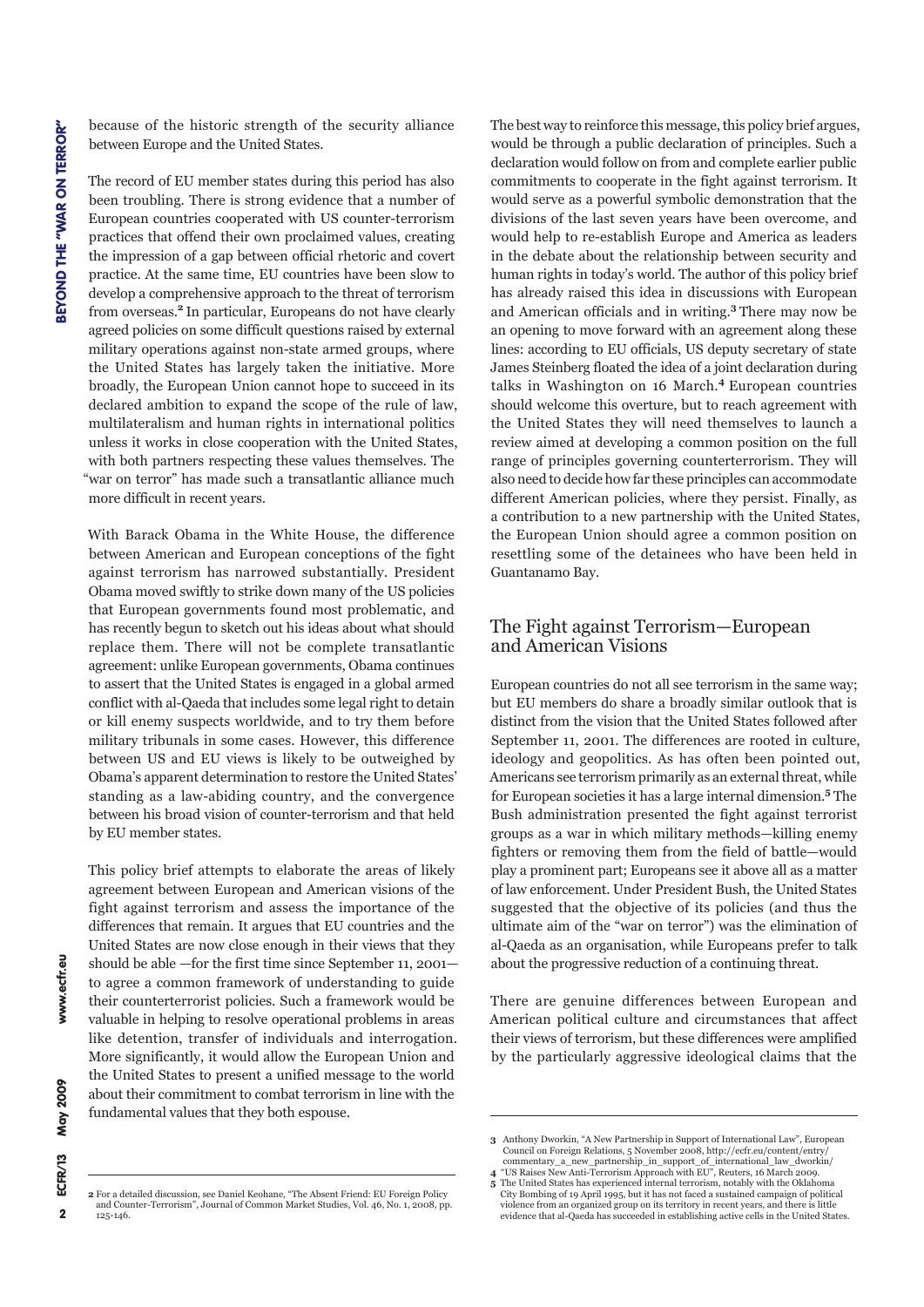because of the historic strength of the security alliance between Europe and the United States.

The record of EU member states during this period has also been troubling. There is strong evidence that a number of European countries cooperated with US counter-terrorism practices that offend their own proclaimed values, creating the impression of a gap between official rhetoric and covert practice. At the same time, EU countries have been slow to develop a comprehensive approach to the threat of terrorism from overseas.[2] In particular, Europeans do not have clearly agreed policies on some difficult questions raised by external military operations against non-state armed groups, where the United States has largely taken the initiative. More broadly, the European Union cannot hope to succeed in its declared ambition to expand the scope of the rule of law, multilateralism and human rights in international politics unless it works in close cooperation with the United States, with both partners respecting these values themselves. The "war on terror" has made such a transatlantic alliance much more difficult in recent years.

With Barack Obama in the White House, the difference between American and European conceptions of the fight against terrorism has narrowed substantially. President Obama moved swiftly to strike down many of the US policies that European governments found most problematic, and has recently begun to sketch out his ideas about what should replace them. There will not be complete transatlantic agreement: unlike European governments, Obama continues to assert that the United States is engaged in a global armed conflict with al-Qaeda that includes some legal right to detain or kill enemy suspects worldwide, and to try them before military tribunals in some cases. However, this difference between US and EU views is likely to be outweighed by Obama's apparent determination to restore the United States' standing as a law-abiding country, and the convergence between his broad vision of counter-terrorism and that held by EU member states.

This policy brief attempts to elaborate the areas of likely agreement between European and American visions of the fight against terrorism and assess the importance of the differences that remain. It argues that EU countries and the United States are now close enough in their views that they should be able —for the first time since September 11, 2001— to agree a common framework of understanding to guide their counterterrorist policies. Such a framework would be valuable in helping to resolve operational problems in areas like detention, transfer of individuals and interrogation. More significantly, it would allow the European Union and the United States to present a unified message to the world about their commitment to combat terrorism in line with the fundamental values that they both espouse.

The best way to reinforce this message, this policy brief argues, would be through a public declaration of principles. Such a declaration would follow on from and complete earlier public commitments to cooperate in the fight against terrorism. It would serve as a powerful symbolic demonstration that the divisions of the last seven years have been overcome, and would help to re-establish Europe and America as leaders in the debate about the relationship between security and human rights in today's world. The author of this policy brief has already raised this idea in discussions with European and American officials and in writing.[3] There may now be an opening to move forward with an agreement along these lines: according to EU officials, US deputy secretary of state James Steinberg floated the idea of a joint declaration during talks in Washington on 16 March.[4] European countries should welcome this overture, but to reach agreement with the United States they will need themselves to launch a review aimed at developing a common position on the full range of principles governing counterterrorism. They will also need to decide how far these principles can accommodate different American policies, where they persist. Finally, as a contribution to a new partnership with the United States, the European Union should agree a common position on resettling some of the detainees who have been held in Guantanamo Bay.

## The Fight against Terrorism—European and American Visions

European countries do not all see terrorism in the same way; but EU members do share a broadly similar outlook that is distinct from the vision that the United States followed after September 11, 2001. The differences are rooted in culture, ideology and geopolitics. As has often been pointed out, Americans see terrorism primarily as an external threat, while for European societies it has a large internal dimension.[5] The Bush administration presented the fight against terrorist groups as a war in which military methods—killing enemy fighters or removing them from the field of battle—would play a prominent part; Europeans see it above all as a matter of law enforcement. Under President Bush, the United States suggested that the objective of its policies (and thus the ultimate aim of the "war on terror") was the elimination of al-Qaeda as an organisation, while Europeans prefer to talk about the progressive reduction of a continuing threat.

There are genuine differences between European and American political culture and circumstances that affect their views of terrorism, but these differences were amplified by the particularly aggressive ideological claims that the

---

2 For a detailed discussion, see Daniel Keohane, "The Absent Friend: EU Foreign Policy and Counter-Terrorism", Journal of Common Market Studies, Vol. 46, No. 1, 2008, pp. 125-146.

3 Anthony Dworkin, "A New Partnership in Support of International Law", European Council on Foreign Relations, 5 November 2008, http://ecfr.eu/content/entry/commentary_a_new_partnership_in_support_of_international_law_dworkin/

4 "US Raises New Anti-Terrorism Approach with EU", Reuters, 16 March 2009.

5 The United States has experienced internal terrorism, notably with the Oklahoma City Bombing of 19 April 1995, but it has not faced a sustained campaign of political violence from an organized group on its territory in recent years, and there is little evidence that al-Qaeda has succeeded in establishing active cells in the United States.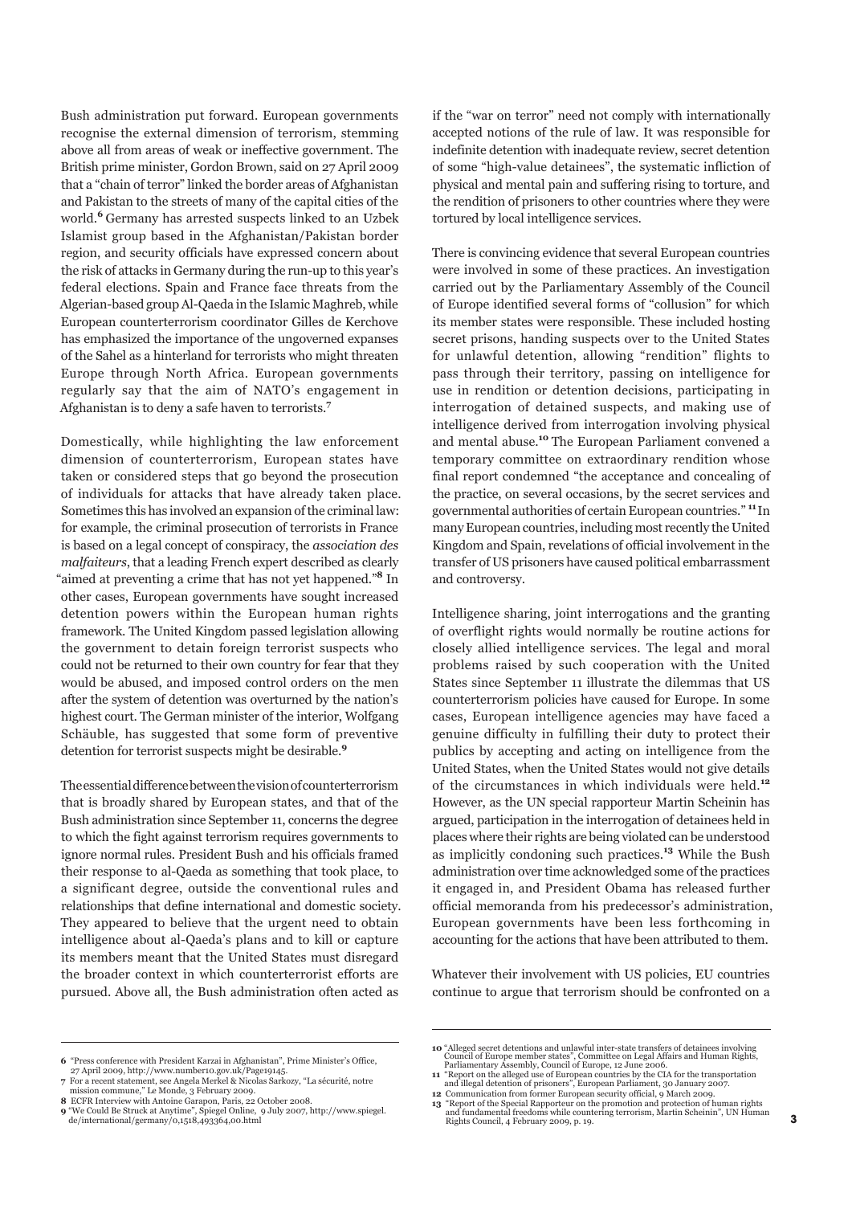Bush administration put forward. European governments recognise the external dimension of terrorism, stemming above all from areas of weak or ineffective government. The British prime minister, Gordon Brown, said on 27 April 2009 that a "chain of terror" linked the border areas of Afghanistan and Pakistan to the streets of many of the capital cities of the world.[6] Germany has arrested suspects linked to an Uzbek Islamist group based in the Afghanistan/Pakistan border region, and security officials have expressed concern about the risk of attacks in Germany during the run-up to this year's federal elections. Spain and France face threats from the Algerian-based group Al-Qaeda in the Islamic Maghreb, while European counterterrorism coordinator Gilles de Kerchove has emphasized the importance of the ungoverned expanses of the Sahel as a hinterland for terrorists who might threaten Europe through North Africa. European governments regularly say that the aim of NATO's engagement in Afghanistan is to deny a safe haven to terrorists.[7]

Domestically, while highlighting the law enforcement dimension of counterterrorism, European states have taken or considered steps that go beyond the prosecution of individuals for attacks that have already taken place. Sometimes this has involved an expansion of the criminal law: for example, the criminal prosecution of terrorists in France is based on a legal concept of conspiracy, the *association des malfaiteurs*, that a leading French expert described as clearly "aimed at preventing a crime that has not yet happened."[8] In other cases, European governments have sought increased detention powers within the European human rights framework. The United Kingdom passed legislation allowing the government to detain foreign terrorist suspects who could not be returned to their own country for fear that they would be abused, and imposed control orders on the men after the system of detention was overturned by the nation's highest court. The German minister of the interior, Wolfgang Schäuble, has suggested that some form of preventive detention for terrorist suspects might be desirable.[9]

The essential difference between the vision of counterterrorism that is broadly shared by European states, and that of the Bush administration since September 11, concerns the degree to which the fight against terrorism requires governments to ignore normal rules. President Bush and his officials framed their response to al-Qaeda as something that took place, to a significant degree, outside the conventional rules and relationships that define international and domestic society. They appeared to believe that the urgent need to obtain intelligence about al-Qaeda's plans and to kill or capture its members meant that the United States must disregard the broader context in which counterterrorist efforts are pursued. Above all, the Bush administration often acted as if the "war on terror" need not comply with internationally accepted notions of the rule of law. It was responsible for indefinite detention with inadequate review, secret detention of some "high-value detainees", the systematic infliction of physical and mental pain and suffering rising to torture, and the rendition of prisoners to other countries where they were tortured by local intelligence services.

There is convincing evidence that several European countries were involved in some of these practices. An investigation carried out by the Parliamentary Assembly of the Council of Europe identified several forms of "collusion" for which its member states were responsible. These included hosting secret prisons, handing suspects over to the United States for unlawful detention, allowing "rendition" flights to pass through their territory, passing on intelligence for use in rendition or detention decisions, participating in interrogation of detained suspects, and making use of intelligence derived from interrogation involving physical and mental abuse.[10] The European Parliament convened a temporary committee on extraordinary rendition whose final report condemned "the acceptance and concealing of the practice, on several occasions, by the secret services and governmental authorities of certain European countries."[11] In many European countries, including most recently the United Kingdom and Spain, revelations of official involvement in the transfer of US prisoners have caused political embarrassment and controversy.

Intelligence sharing, joint interrogations and the granting of overflight rights would normally be routine actions for closely allied intelligence services. The legal and moral problems raised by such cooperation with the United States since September 11 illustrate the dilemmas that US counterterrorism policies have caused for Europe. In some cases, European intelligence agencies may have faced a genuine difficulty in fulfilling their duty to protect their publics by accepting and acting on intelligence from the United States, when the United States would not give details of the circumstances in which individuals were held.[12] However, as the UN special rapporteur Martin Scheinin has argued, participation in the interrogation of detainees held in places where their rights are being violated can be understood as implicitly condoning such practices.[13] While the Bush administration over time acknowledged some of the practices it engaged in, and President Obama has released further official memoranda from his predecessor's administration, European governments have been less forthcoming in accounting for the actions that have been attributed to them.

Whatever their involvement with US policies, EU countries continue to argue that terrorism should be confronted on a

---

6 "Press conference with President Karzai in Afghanistan", Prime Minister's Office, 27 April 2009, http://www.number10.gov.uk/Page19145.

7 For a recent statement, see Angela Merkel & Nicolas Sarkozy, "La sécurité, notre mission commune," Le Monde, 3 February 2009.

8 ECFR Interview with Antoine Garapon, Paris, 22 October 2008.

9 "We Could Be Struck at Anytime", Spiegel Online, 9 July 2007, http://www.spiegel.de/international/germany/0,1518,493364,00.html

10 "Alleged secret detentions and unlawful inter-state transfers of detainees involving Council of Europe member states", Committee on Legal Affairs and Human Rights, Parliamentary Assembly, Council of Europe, 12 June 2006.

11 "Report on the alleged use of European countries by the CIA for the transportation and illegal detention of prisoners", European Parliament, 30 January 2007.

12 Communication from former European security official, 9 March 2009.

13 "Report of the Special Rapporteur on the promotion and protection of human rights and fundamental freedoms while countering terrorism, Martin Scheinin", UN Human Rights Council, 4 February 2009, p. 19.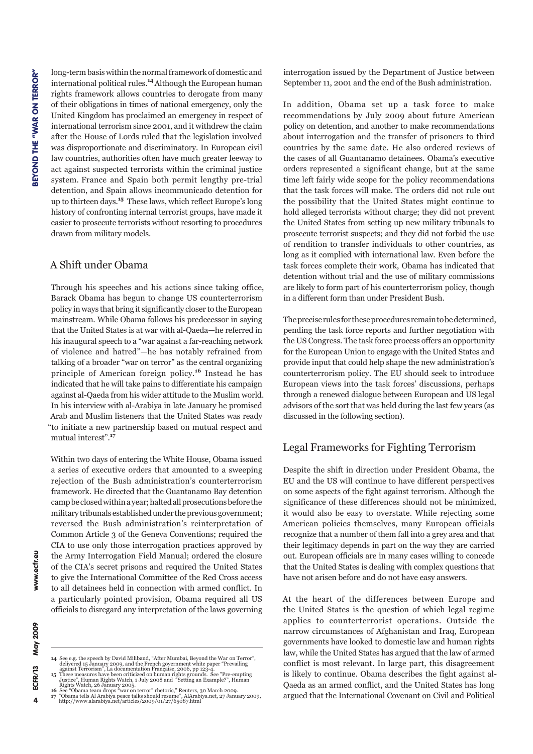long-term basis within the normal framework of domestic and international political rules.[14] Although the European human rights framework allows countries to derogate from many of their obligations in times of national emergency, only the United Kingdom has proclaimed an emergency in respect of international terrorism since 2001, and it withdrew the claim after the House of Lords ruled that the legislation involved was disproportionate and discriminatory. In European civil law countries, authorities often have much greater leeway to act against suspected terrorists within the criminal justice system. France and Spain both permit lengthy pre-trial detention, and Spain allows incommunicado detention for up to thirteen days.[15] These laws, which reflect Europe's long history of confronting internal terrorist groups, have made it easier to prosecute terrorists without resorting to procedures drawn from military models.

## A Shift under Obama

Through his speeches and his actions since taking office, Barack Obama has begun to change US counterterrorism policy in ways that bring it significantly closer to the European mainstream. While Obama follows his predecessor in saying that the United States is at war with al-Qaeda—he referred in his inaugural speech to a "war against a far-reaching network of violence and hatred"—he has notably refrained from talking of a broader "war on terror" as the central organizing principle of American foreign policy.[16] Instead he has indicated that he will take pains to differentiate his campaign against al-Qaeda from his wider attitude to the Muslim world. In his interview with al-Arabiya in late January he promised Arab and Muslim listeners that the United States was ready "to initiate a new partnership based on mutual respect and mutual interest".[17]

Within two days of entering the White House, Obama issued a series of executive orders that amounted to a sweeping rejection of the Bush administration's counterterrorism framework. He directed that the Guantanamo Bay detention camp be closed within a year; halted all prosecutions before the military tribunals established under the previous government; reversed the Bush administration's reinterpretation of Common Article 3 of the Geneva Conventions; required the CIA to use only those interrogation practices approved by the Army Interrogation Field Manual; ordered the closure of the CIA's secret prisons and required the United States to give the International Committee of the Red Cross access to all detainees held in connection with armed conflict. In a particularly pointed provision, Obama required all US officials to disregard any interpretation of the laws governing interrogation issued by the Department of Justice between September 11, 2001 and the end of the Bush administration.

In addition, Obama set up a task force to make recommendations by July 2009 about future American policy on detention, and another to make recommendations about interrogation and the transfer of prisoners to third countries by the same date. He also ordered reviews of the cases of all Guantanamo detainees. Obama's executive orders represented a significant change, but at the same time left fairly wide scope for the policy recommendations that the task forces will make. The orders did not rule out the possibility that the United States might continue to hold alleged terrorists without charge; they did not prevent the United States from setting up new military tribunals to prosecute terrorist suspects; and they did not forbid the use of rendition to transfer individuals to other countries, as long as it complied with international law. Even before the task forces complete their work, Obama has indicated that detention without trial and the use of military commissions are likely to form part of his counterterrorism policy, though in a different form than under President Bush.

The precise rules for these procedures remain to be determined, pending the task force reports and further negotiation with the US Congress. The task force process offers an opportunity for the European Union to engage with the United States and provide input that could help shape the new administration's counterterrorism policy. The EU should seek to introduce European views into the task forces' discussions, perhaps through a renewed dialogue between European and US legal advisors of the sort that was held during the last few years (as discussed in the following section).

## Legal Frameworks for Fighting Terrorism

Despite the shift in direction under President Obama, the EU and the US will continue to have different perspectives on some aspects of the fight against terrorism. Although the significance of these differences should not be minimized, it would also be easy to overstate. While rejecting some American policies themselves, many European officials recognize that a number of them fall into a grey area and that their legitimacy depends in part on the way they are carried out. European officials are in many cases willing to concede that the United States is dealing with complex questions that have not arisen before and do not have easy answers.

At the heart of the differences between Europe and the United States is the question of which legal regime applies to counterterrorist operations. Outside the narrow circumstances of Afghanistan and Iraq, European governments have looked to domestic law and human rights law, while the United States has argued that the law of armed conflict is most relevant. In large part, this disagreement is likely to continue. Obama describes the fight against al-Qaeda as an armed conflict, and the United States has long argued that the International Covenant on Civil and Political

---

14 See e.g. the speech by David Miliband, "After Mumbai, Beyond the War on Terror", delivered 15 January 2009, and the French government white paper "Prevailing against Terrorism", La documentation Française, 2006, pp 123-4.

15 These measures have been criticized on human rights grounds. See "Pre-empting Justice", Human Rights Watch, 1 July 2008 and "Setting an Example?", Human Rights Watch, 26 January 2005.

16 See "Obama team drops "war on terror" rhetoric," Reuters, 30 March 2009.

17 "Obama tells Al Arabiya peace talks should resume", AlArabiya.net, 27 January 2009, http://www.alarabiya.net/articles/2009/01/27/65087.html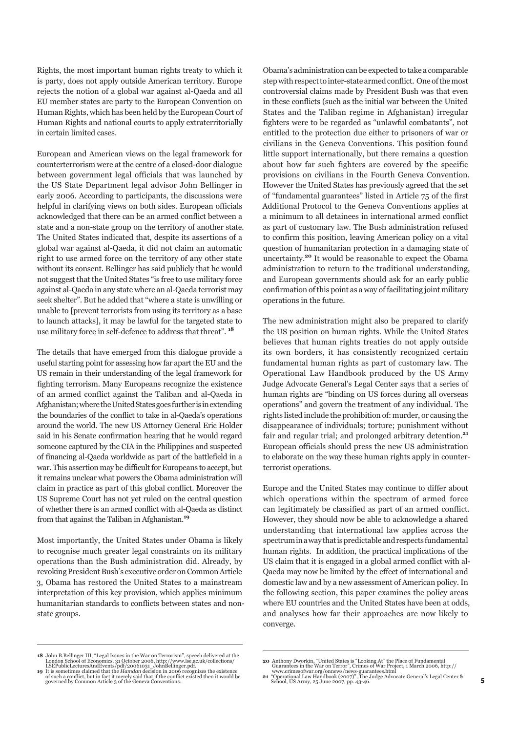Rights, the most important human rights treaty to which it is party, does not apply outside American territory. Europe rejects the notion of a global war against al-Qaeda and all EU member states are party to the European Convention on Human Rights, which has been held by the European Court of Human Rights and national courts to apply extraterritorially in certain limited cases.

European and American views on the legal framework for counterterrorism were at the centre of a closed-door dialogue between government legal officials that was launched by the US State Department legal advisor John Bellinger in early 2006. According to participants, the discussions were helpful in clarifying views on both sides. European officials acknowledged that there can be an armed conflict between a state and a non-state group on the territory of another state. The United States indicated that, despite its assertions of a global war against al-Qaeda, it did not claim an automatic right to use armed force on the territory of any other state without its consent. Bellinger has said publicly that he would not suggest that the United States "is free to use military force against al-Qaeda in any state where an al-Qaeda terrorist may seek shelter". But he added that "where a state is unwilling or unable to [prevent terrorists from using its territory as a base to launch attacks], it may be lawful for the targeted state to use military force in self-defence to address that threat". [18]

The details that have emerged from this dialogue provide a useful starting point for assessing how far apart the EU and the US remain in their understanding of the legal framework for fighting terrorism. Many Europeans recognize the existence of an armed conflict against the Taliban and al-Qaeda in Afghanistan; where the United States goes further is in extending the boundaries of the conflict to take in al-Qaeda's operations around the world. The new US Attorney General Eric Holder said in his Senate confirmation hearing that he would regard someone captured by the CIA in the Philippines and suspected of financing al-Qaeda worldwide as part of the battlefield in a war. This assertion may be difficult for Europeans to accept, but it remains unclear what powers the Obama administration will claim in practice as part of this global conflict. Moreover the US Supreme Court has not yet ruled on the central question of whether there is an armed conflict with al-Qaeda as distinct from that against the Taliban in Afghanistan.[19]

Most importantly, the United States under Obama is likely to recognise much greater legal constraints on its military operations than the Bush administration did. Already, by revoking President Bush's executive order on Common Article 3, Obama has restored the United States to a mainstream interpretation of this key provision, which applies minimum humanitarian standards to conflicts between states and non-state groups.

Obama's administration can be expected to take a comparable step with respect to inter-state armed conflict. One of the most controversial claims made by President Bush was that even in these conflicts (such as the initial war between the United States and the Taliban regime in Afghanistan) irregular fighters were to be regarded as "unlawful combatants", not entitled to the protection due either to prisoners of war or civilians in the Geneva Conventions. This position found little support internationally, but there remains a question about how far such fighters are covered by the specific provisions on civilians in the Fourth Geneva Convention. However the United States has previously agreed that the set of "fundamental guarantees" listed in Article 75 of the first Additional Protocol to the Geneva Conventions applies at a minimum to all detainees in international armed conflict as part of customary law. The Bush administration refused to confirm this position, leaving American policy on a vital question of humanitarian protection in a damaging state of uncertainty.[20] It would be reasonable to expect the Obama administration to return to the traditional understanding, and European governments should ask for an early public confirmation of this point as a way of facilitating joint military operations in the future.

The new administration might also be prepared to clarify the US position on human rights. While the United States believes that human rights treaties do not apply outside its own borders, it has consistently recognized certain fundamental human rights as part of customary law. The Operational Law Handbook produced by the US Army Judge Advocate General's Legal Center says that a series of human rights are "binding on US forces during all overseas operations" and govern the treatment of any individual. The rights listed include the prohibition of: murder, or causing the disappearance of individuals; torture; punishment without fair and regular trial; and prolonged arbitrary detention.[21] European officials should press the new US administration to elaborate on the way these human rights apply in counter-terrorist operations.

Europe and the United States may continue to differ about which operations within the spectrum of armed force can legitimately be classified as part of an armed conflict. However, they should now be able to acknowledge a shared understanding that international law applies across the spectrum in a way that is predictable and respects fundamental human rights. In addition, the practical implications of the US claim that it is engaged in a global armed conflict with al-Qaeda may now be limited by the effect of international and domestic law and by a new assessment of American policy. In the following section, this paper examines the policy areas where EU countries and the United States have been at odds, and analyses how far their approaches are now likely to converge.

---

18 John B.Bellinger III, "Legal Issues in the War on Terrorism", speech delivered at the London School of Economics, 31 October 2006, http://www.lse.ac.uk/collections/LSEPublicLecturesAndEvents/pdf/20061031_JohnBellinger.pdf.

19 It is sometimes claimed that the *Hamdan* decision in 2006 recognizes the existence of such a conflict, but in fact it merely said that if the conflict existed then it would be governed by Common Article 3 of the Geneva Conventions.

20 Anthony Dworkin, "United States is "Looking At" the Place of Fundamental Guarantees in the War on Terror", Crimes of War Project, 1 March 2006, http://www.crimesofwar.org/onnews/news-guarantees.html

21 "Operational Law Handbook (2007)", The Judge Advocate General's Legal Center & School, US Army, 25 June 2007, pp. 43-46.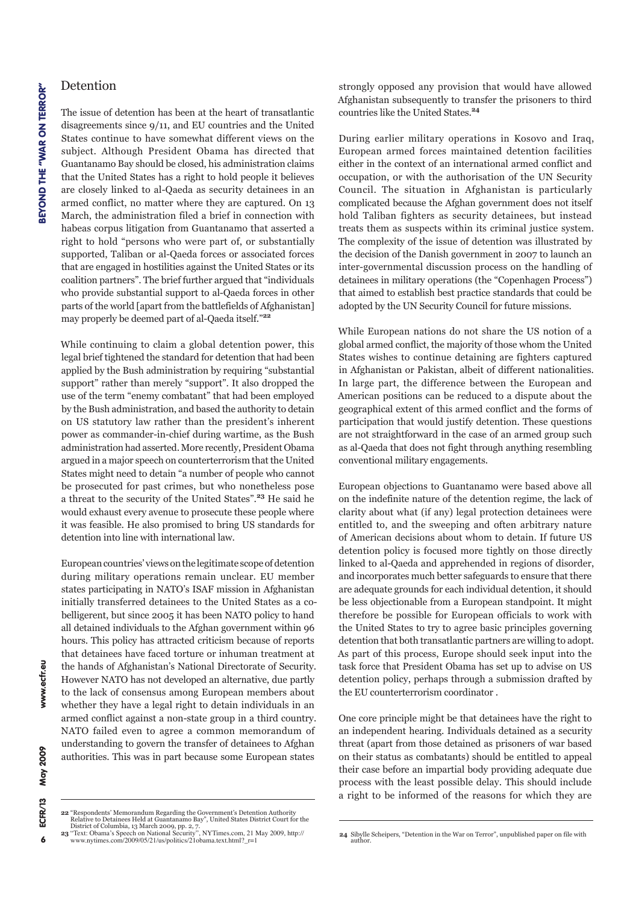## Detention

The issue of detention has been at the heart of transatlantic disagreements since 9/11, and EU countries and the United States continue to have somewhat different views on the subject. Although President Obama has directed that Guantanamo Bay should be closed, his administration claims that the United States has a right to hold people it believes are closely linked to al-Qaeda as security detainees in an armed conflict, no matter where they are captured. On 13 March, the administration filed a brief in connection with habeas corpus litigation from Guantanamo that asserted a right to hold "persons who were part of, or substantially supported, Taliban or al-Qaeda forces or associated forces that are engaged in hostilities against the United States or its coalition partners". The brief further argued that "individuals who provide substantial support to al-Qaeda forces in other parts of the world [apart from the battlefields of Afghanistan] may properly be deemed part of al-Qaeda itself."[22]

While continuing to claim a global detention power, this legal brief tightened the standard for detention that had been applied by the Bush administration by requiring "substantial support" rather than merely "support". It also dropped the use of the term "enemy combatant" that had been employed by the Bush administration, and based the authority to detain on US statutory law rather than the president's inherent power as commander-in-chief during wartime, as the Bush administration had asserted. More recently, President Obama argued in a major speech on counterterrorism that the United States might need to detain "a number of people who cannot be prosecuted for past crimes, but who nonetheless pose a threat to the security of the United States".[23] He said he would exhaust every avenue to prosecute these people where it was feasible. He also promised to bring US standards for detention into line with international law.

European countries' views on the legitimate scope of detention during military operations remain unclear. EU member states participating in NATO's ISAF mission in Afghanistan initially transferred detainees to the United States as a co-belligerent, but since 2005 it has been NATO policy to hand all detained individuals to the Afghan government within 96 hours. This policy has attracted criticism because of reports that detainees have faced torture or inhuman treatment at the hands of Afghanistan's National Directorate of Security. However NATO has not developed an alternative, due partly to the lack of consensus among European members about whether they have a legal right to detain individuals in an armed conflict against a non-state group in a third country. NATO failed even to agree a common memorandum of understanding to govern the transfer of detainees to Afghan authorities. This was in part because some European states strongly opposed any provision that would have allowed Afghanistan subsequently to transfer the prisoners to third countries like the United States.[24]

During earlier military operations in Kosovo and Iraq, European armed forces maintained detention facilities either in the context of an international armed conflict and occupation, or with the authorisation of the UN Security Council. The situation in Afghanistan is particularly complicated because the Afghan government does not itself hold Taliban fighters as security detainees, but instead treats them as suspects within its criminal justice system. The complexity of the issue of detention was illustrated by the decision of the Danish government in 2007 to launch an inter-governmental discussion process on the handling of detainees in military operations (the "Copenhagen Process") that aimed to establish best practice standards that could be adopted by the UN Security Council for future missions.

While European nations do not share the US notion of a global armed conflict, the majority of those whom the United States wishes to continue detaining are fighters captured in Afghanistan or Pakistan, albeit of different nationalities. In large part, the difference between the European and American positions can be reduced to a dispute about the geographical extent of this armed conflict and the forms of participation that would justify detention. These questions are not straightforward in the case of an armed group such as al-Qaeda that does not fight through anything resembling conventional military engagements.

European objections to Guantanamo were based above all on the indefinite nature of the detention regime, the lack of clarity about what (if any) legal protection detainees were entitled to, and the sweeping and often arbitrary nature of American decisions about whom to detain. If future US detention policy is focused more tightly on those directly linked to al-Qaeda and apprehended in regions of disorder, and incorporates much better safeguards to ensure that there are adequate grounds for each individual detention, it should be less objectionable from a European standpoint. It might therefore be possible for European officials to work with the United States to try to agree basic principles governing detention that both transatlantic partners are willing to adopt. As part of this process, Europe should seek input into the task force that President Obama has set up to advise on US detention policy, perhaps through a submission drafted by the EU counterterrorism coordinator .

One core principle might be that detainees have the right to an independent hearing. Individuals detained as a security threat (apart from those detained as prisoners of war based on their status as combatants) should be entitled to appeal their case before an impartial body providing adequate due process with the least possible delay. This should include a right to be informed of the reasons for which they are

---

22 "Respondents' Memorandum Regarding the Government's Detention Authority Relative to Detainees Held at Guantanamo Bay", United States District Court for the District of Columbia, 13 March 2009, pp. 2, 7.

23 "Text: Obama's Speech on National Security", NYTimes.com, 21 May 2009, http://www.nytimes.com/2009/05/21/us/politics/21obama.text.html?_r=1

24 Sibylle Scheipers, "Detention in the War on Terror", unpublished paper on file with author.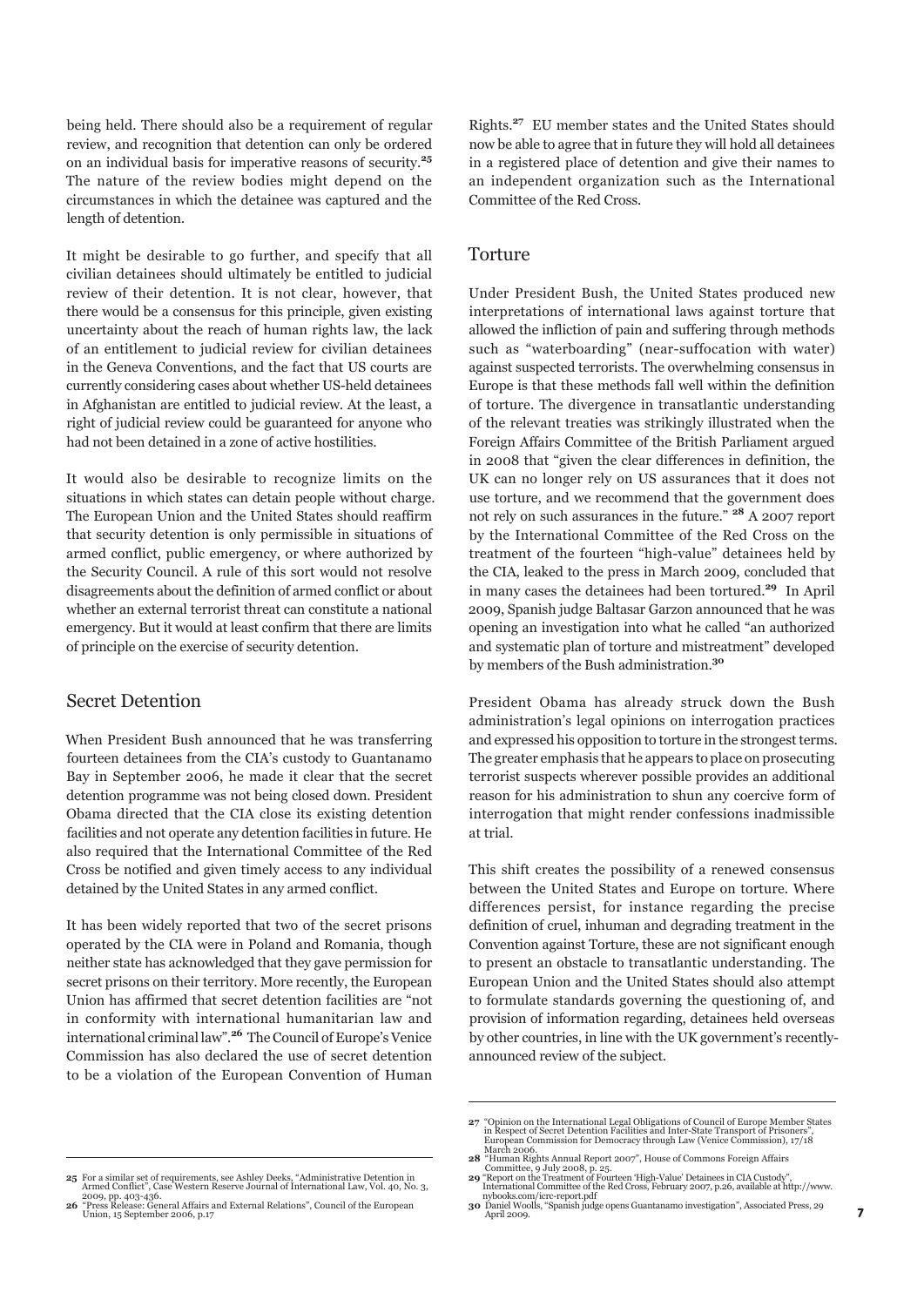being held. There should also be a requirement of regular review, and recognition that detention can only be ordered on an individual basis for imperative reasons of security.[25] The nature of the review bodies might depend on the circumstances in which the detainee was captured and the length of detention.

It might be desirable to go further, and specify that all civilian detainees should ultimately be entitled to judicial review of their detention. It is not clear, however, that there would be a consensus for this principle, given existing uncertainty about the reach of human rights law, the lack of an entitlement to judicial review for civilian detainees in the Geneva Conventions, and the fact that US courts are currently considering cases about whether US-held detainees in Afghanistan are entitled to judicial review. At the least, a right of judicial review could be guaranteed for anyone who had not been detained in a zone of active hostilities.

It would also be desirable to recognize limits on the situations in which states can detain people without charge. The European Union and the United States should reaffirm that security detention is only permissible in situations of armed conflict, public emergency, or where authorized by the Security Council. A rule of this sort would not resolve disagreements about the definition of armed conflict or about whether an external terrorist threat can constitute a national emergency. But it would at least confirm that there are limits of principle on the exercise of security detention.

## Secret Detention

When President Bush announced that he was transferring fourteen detainees from the CIA's custody to Guantanamo Bay in September 2006, he made it clear that the secret detention programme was not being closed down. President Obama directed that the CIA close its existing detention facilities and not operate any detention facilities in future. He also required that the International Committee of the Red Cross be notified and given timely access to any individual detained by the United States in any armed conflict.

It has been widely reported that two of the secret prisons operated by the CIA were in Poland and Romania, though neither state has acknowledged that they gave permission for secret prisons on their territory. More recently, the European Union has affirmed that secret detention facilities are "not in conformity with international humanitarian law and international criminal law".[26] The Council of Europe's Venice Commission has also declared the use of secret detention to be a violation of the European Convention of Human Rights.[27] EU member states and the United States should now be able to agree that in future they will hold all detainees in a registered place of detention and give their names to an independent organization such as the International Committee of the Red Cross.

## Torture

Under President Bush, the United States produced new interpretations of international laws against torture that allowed the infliction of pain and suffering through methods such as "waterboarding" (near-suffocation with water) against suspected terrorists. The overwhelming consensus in Europe is that these methods fall well within the definition of torture. The divergence in transatlantic understanding of the relevant treaties was strikingly illustrated when the Foreign Affairs Committee of the British Parliament argued in 2008 that "given the clear differences in definition, the UK can no longer rely on US assurances that it does not use torture, and we recommend that the government does not rely on such assurances in the future." [28] A 2007 report by the International Committee of the Red Cross on the treatment of the fourteen "high-value" detainees held by the CIA, leaked to the press in March 2009, concluded that in many cases the detainees had been tortured.[29] In April 2009, Spanish judge Baltasar Garzon announced that he was opening an investigation into what he called "an authorized and systematic plan of torture and mistreatment" developed by members of the Bush administration.[30]

President Obama has already struck down the Bush administration's legal opinions on interrogation practices and expressed his opposition to torture in the strongest terms. The greater emphasis that he appears to place on prosecuting terrorist suspects wherever possible provides an additional reason for his administration to shun any coercive form of interrogation that might render confessions inadmissible at trial.

This shift creates the possibility of a renewed consensus between the United States and Europe on torture. Where differences persist, for instance regarding the precise definition of cruel, inhuman and degrading treatment in the Convention against Torture, these are not significant enough to present an obstacle to transatlantic understanding. The European Union and the United States should also attempt to formulate standards governing the questioning of, and provision of information regarding, detainees held overseas by other countries, in line with the UK government's recently-announced review of the subject.

---

25 For a similar set of requirements, see Ashley Deeks, "Administrative Detention in Armed Conflict", Case Western Reserve Journal of International Law, Vol. 40, No. 3, 2009, pp. 403-436.

26 "Press Release: General Affairs and External Relations", Council of the European Union, 15 September 2006, p.17

27 "Opinion on the International Legal Obligations of Council of Europe Member States in Respect of Secret Detention Facilities and Inter-State Transport of Prisoners", European Commission for Democracy through Law (Venice Commission), 17/18 March 2006.

28 "Human Rights Annual Report 2007", House of Commons Foreign Affairs Committee, 9 July 2008, p. 25.

29 "Report on the Treatment of Fourteen 'High-Value' Detainees in CIA Custody", International Committee of the Red Cross, February 2007, p.26, available at http://www.nybooks.com/icrc-report.pdf

30 Daniel Woolls, "Spanish judge opens Guantanamo investigation", Associated Press, 29 April 2009.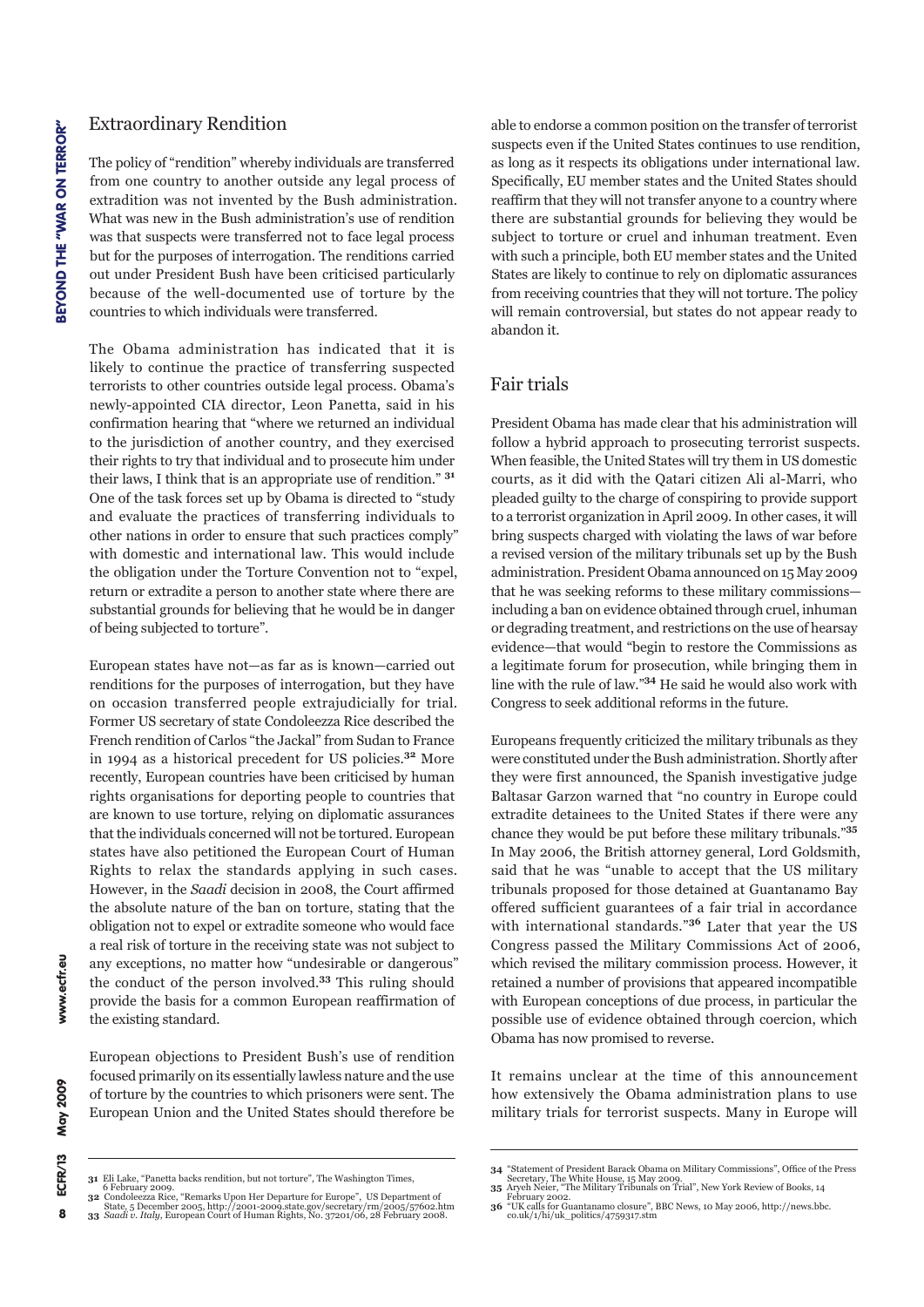## Extraordinary Rendition

The policy of "rendition" whereby individuals are transferred from one country to another outside any legal process of extradition was not invented by the Bush administration. What was new in the Bush administration's use of rendition was that suspects were transferred not to face legal process but for the purposes of interrogation. The renditions carried out under President Bush have been criticised particularly because of the well-documented use of torture by the countries to which individuals were transferred.

The Obama administration has indicated that it is likely to continue the practice of transferring suspected terrorists to other countries outside legal process. Obama's newly-appointed CIA director, Leon Panetta, said in his confirmation hearing that "where we returned an individual to the jurisdiction of another country, and they exercised their rights to try that individual and to prosecute him under their laws, I think that is an appropriate use of rendition." [31] One of the task forces set up by Obama is directed to "study and evaluate the practices of transferring individuals to other nations in order to ensure that such practices comply" with domestic and international law. This would include the obligation under the Torture Convention not to "expel, return or extradite a person to another state where there are substantial grounds for believing that he would be in danger of being subjected to torture".

European states have not—as far as is known—carried out renditions for the purposes of interrogation, but they have on occasion transferred people extrajudicially for trial. Former US secretary of state Condoleezza Rice described the French rendition of Carlos "the Jackal" from Sudan to France in 1994 as a historical precedent for US policies.[32] More recently, European countries have been criticised by human rights organisations for deporting people to countries that are known to use torture, relying on diplomatic assurances that the individuals concerned will not be tortured. European states have also petitioned the European Court of Human Rights to relax the standards applying in such cases. However, in the *Saadi* decision in 2008, the Court affirmed the absolute nature of the ban on torture, stating that the obligation not to expel or extradite someone who would face a real risk of torture in the receiving state was not subject to any exceptions, no matter how "undesirable or dangerous" the conduct of the person involved.[33] This ruling should provide the basis for a common European reaffirmation of the existing standard.

European objections to President Bush's use of rendition focused primarily on its essentially lawless nature and the use of torture by the countries to which prisoners were sent. The European Union and the United States should therefore be able to endorse a common position on the transfer of terrorist suspects even if the United States continues to use rendition, as long as it respects its obligations under international law. Specifically, EU member states and the United States should reaffirm that they will not transfer anyone to a country where there are substantial grounds for believing they would be subject to torture or cruel and inhuman treatment. Even with such a principle, both EU member states and the United States are likely to continue to rely on diplomatic assurances from receiving countries that they will not torture. The policy will remain controversial, but states do not appear ready to abandon it.

## Fair trials

President Obama has made clear that his administration will follow a hybrid approach to prosecuting terrorist suspects. When feasible, the United States will try them in US domestic courts, as it did with the Qatari citizen Ali al-Marri, who pleaded guilty to the charge of conspiring to provide support to a terrorist organization in April 2009. In other cases, it will bring suspects charged with violating the laws of war before a revised version of the military tribunals set up by the Bush administration. President Obama announced on 15 May 2009 that he was seeking reforms to these military commissions—including a ban on evidence obtained through cruel, inhuman or degrading treatment, and restrictions on the use of hearsay evidence—that would "begin to restore the Commissions as a legitimate forum for prosecution, while bringing them in line with the rule of law."[34] He said he would also work with Congress to seek additional reforms in the future.

Europeans frequently criticized the military tribunals as they were constituted under the Bush administration. Shortly after they were first announced, the Spanish investigative judge Baltasar Garzon warned that "no country in Europe could extradite detainees to the United States if there were any chance they would be put before these military tribunals."[35] In May 2006, the British attorney general, Lord Goldsmith, said that he was "unable to accept that the US military tribunals proposed for those detained at Guantanamo Bay offered sufficient guarantees of a fair trial in accordance with international standards."[36] Later that year the US Congress passed the Military Commissions Act of 2006, which revised the military commission process. However, it retained a number of provisions that appeared incompatible with European conceptions of due process, in particular the possible use of evidence obtained through coercion, which Obama has now promised to reverse.

It remains unclear at the time of this announcement how extensively the Obama administration plans to use military trials for terrorist suspects. Many in Europe will

---

31 Eli Lake, "Panetta backs rendition, but not torture", The Washington Times, 6 February 2009.
32 Condoleezza Rice, "Remarks Upon Her Departure for Europe", US Department of State, 5 December 2005, http://2001-2009.state.gov/secretary/rm/2005/57602.htm
33 *Saadi v. Italy*, European Court of Human Rights, No. 37201/06, 28 February 2008.
34 "Statement of President Barack Obama on Military Commissions", Office of the Press Secretary, The White House, 15 May 2009.
35 Aryeh Neier, "The Military Tribunals on Trial", New York Review of Books, 14 February 2002.
36 "UK calls for Guantanamo closure", BBC News, 10 May 2006, http://news.bbc.co.uk/1/hi/uk_politics/4759317.stm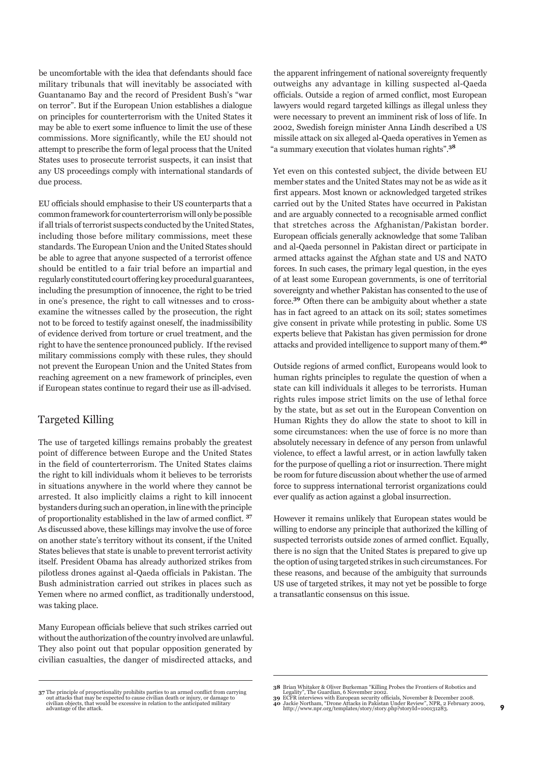be uncomfortable with the idea that defendants should face military tribunals that will inevitably be associated with Guantanamo Bay and the record of President Bush's "war on terror". But if the European Union establishes a dialogue on principles for counterterrorism with the United States it may be able to exert some influence to limit the use of these commissions. More significantly, while the EU should not attempt to prescribe the form of legal process that the United States uses to prosecute terrorist suspects, it can insist that any US proceedings comply with international standards of due process.

EU officials should emphasise to their US counterparts that a common framework for counterterrorism will only be possible if all trials of terrorist suspects conducted by the United States, including those before military commissions, meet these standards. The European Union and the United States should be able to agree that anyone suspected of a terrorist offence should be entitled to a fair trial before an impartial and regularly constituted court offering key procedural guarantees, including the presumption of innocence, the right to be tried in one's presence, the right to call witnesses and to cross-examine the witnesses called by the prosecution, the right not to be forced to testify against oneself, the inadmissibility of evidence derived from torture or cruel treatment, and the right to have the sentence pronounced publicly. If the revised military commissions comply with these rules, they should not prevent the European Union and the United States from reaching agreement on a new framework of principles, even if European states continue to regard their use as ill-advised.

## Targeted Killing

The use of targeted killings remains probably the greatest point of difference between Europe and the United States in the field of counterterrorism. The United States claims the right to kill individuals whom it believes to be terrorists in situations anywhere in the world where they cannot be arrested. It also implicitly claims a right to kill innocent bystanders during such an operation, in line with the principle of proportionality established in the law of armed conflict. [37] As discussed above, these killings may involve the use of force on another state's territory without its consent, if the United States believes that state is unable to prevent terrorist activity itself. President Obama has already authorized strikes from pilotless drones against al-Qaeda officials in Pakistan. The Bush administration carried out strikes in places such as Yemen where no armed conflict, as traditionally understood, was taking place.

Many European officials believe that such strikes carried out without the authorization of the country involved are unlawful. They also point out that popular opposition generated by civilian casualties, the danger of misdirected attacks, and the apparent infringement of national sovereignty frequently outweighs any advantage in killing suspected al-Qaeda officials. Outside a region of armed conflict, most European lawyers would regard targeted killings as illegal unless they were necessary to prevent an imminent risk of loss of life. In 2002, Swedish foreign minister Anna Lindh described a US missile attack on six alleged al-Qaeda operatives in Yemen as "a summary execution that violates human rights".[38]

Yet even on this contested subject, the divide between EU member states and the United States may not be as wide as it first appears. Most known or acknowledged targeted strikes carried out by the United States have occurred in Pakistan and are arguably connected to a recognisable armed conflict that stretches across the Afghanistan/Pakistan border. European officials generally acknowledge that some Taliban and al-Qaeda personnel in Pakistan direct or participate in armed attacks against the Afghan state and US and NATO forces. In such cases, the primary legal question, in the eyes of at least some European governments, is one of territorial sovereignty and whether Pakistan has consented to the use of force.[39] Often there can be ambiguity about whether a state has in fact agreed to an attack on its soil; states sometimes give consent in private while protesting in public. Some US experts believe that Pakistan has given permission for drone attacks and provided intelligence to support many of them.[40]

Outside regions of armed conflict, Europeans would look to human rights principles to regulate the question of when a state can kill individuals it alleges to be terrorists. Human rights rules impose strict limits on the use of lethal force by the state, but as set out in the European Convention on Human Rights they do allow the state to shoot to kill in some circumstances: when the use of force is no more than absolutely necessary in defence of any person from unlawful violence, to effect a lawful arrest, or in action lawfully taken for the purpose of quelling a riot or insurrection. There might be room for future discussion about whether the use of armed force to suppress international terrorist organizations could ever qualify as action against a global insurrection.

However it remains unlikely that European states would be willing to endorse any principle that authorized the killing of suspected terrorists outside zones of armed conflict. Equally, there is no sign that the United States is prepared to give up the option of using targeted strikes in such circumstances. For these reasons, and because of the ambiguity that surrounds US use of targeted strikes, it may not yet be possible to forge a transatlantic consensus on this issue.

---

[37] The principle of proportionality prohibits parties to an armed conflict from carrying out attacks that may be expected to cause civilian death or injury, or damage to civilian objects, that would be excessive in relation to the anticipated military advantage of the attack.

[38] Brian Whitaker & Oliver Burkeman "Killing Probes the Frontiers of Robotics and Legality", The Guardian, 6 November 2002.

[39] ECFR interviews with European security officials, November & December 2008.

[40] Jackie Northam, "Drone Attacks in Pakistan Under Review", NPR, 2 February 2009, http://www.npr.org/templates/story/story.php?storyId=100131283.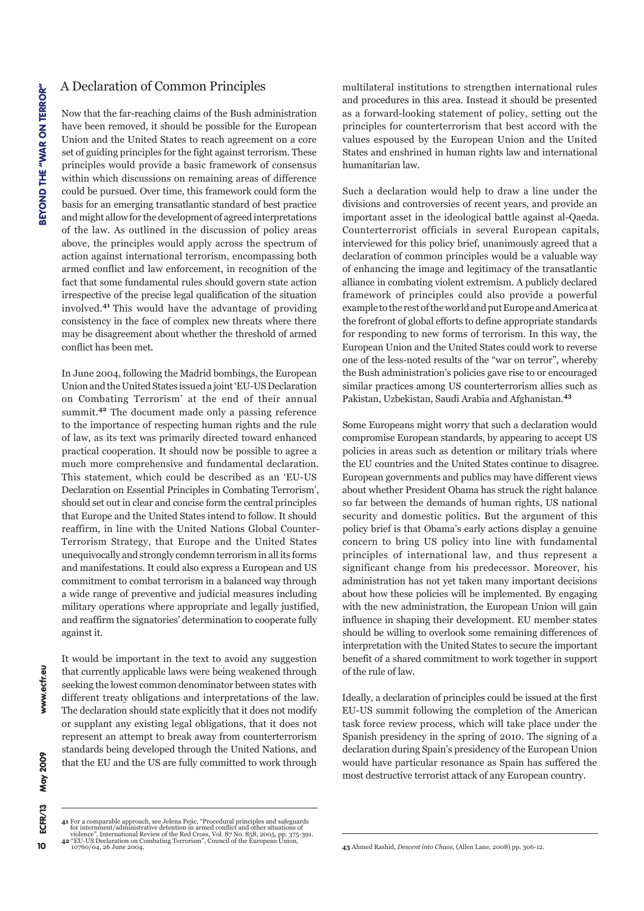## A Declaration of Common Principles

Now that the far-reaching claims of the Bush administration have been removed, it should be possible for the European Union and the United States to reach agreement on a core set of guiding principles for the fight against terrorism. These principles would provide a basic framework of consensus within which discussions on remaining areas of difference could be pursued. Over time, this framework could form the basis for an emerging transatlantic standard of best practice and might allow for the development of agreed interpretations of the law. As outlined in the discussion of policy areas above, the principles would apply across the spectrum of action against international terrorism, encompassing both armed conflict and law enforcement, in recognition of the fact that some fundamental rules should govern state action irrespective of the precise legal qualification of the situation involved.[41] This would have the advantage of providing consistency in the face of complex new threats where there may be disagreement about whether the threshold of armed conflict has been met.

In June 2004, following the Madrid bombings, the European Union and the United States issued a joint 'EU-US Declaration on Combating Terrorism' at the end of their annual summit.[42] The document made only a passing reference to the importance of respecting human rights and the rule of law, as its text was primarily directed toward enhanced practical cooperation. It should now be possible to agree a much more comprehensive and fundamental declaration. This statement, which could be described as an 'EU-US Declaration on Essential Principles in Combating Terrorism', should set out in clear and concise form the central principles that Europe and the United States intend to follow. It should reaffirm, in line with the United Nations Global Counter-Terrorism Strategy, that Europe and the United States unequivocally and strongly condemn terrorism in all its forms and manifestations. It could also express a European and US commitment to combat terrorism in a balanced way through a wide range of preventive and judicial measures including military operations where appropriate and legally justified, and reaffirm the signatories' determination to cooperate fully against it.

It would be important in the text to avoid any suggestion that currently applicable laws were being weakened through seeking the lowest common denominator between states with different treaty obligations and interpretations of the law. The declaration should state explicitly that it does not modify or supplant any existing legal obligations, that it does not represent an attempt to break away from counterterrorism standards being developed through the United Nations, and that the EU and the US are fully committed to work through multilateral institutions to strengthen international rules and procedures in this area. Instead it should be presented as a forward-looking statement of policy, setting out the principles for counterterrorism that best accord with the values espoused by the European Union and the United States and enshrined in human rights law and international humanitarian law.

Such a declaration would help to draw a line under the divisions and controversies of recent years, and provide an important asset in the ideological battle against al-Qaeda. Counterterrorist officials in several European capitals, interviewed for this policy brief, unanimously agreed that a declaration of common principles would be a valuable way of enhancing the image and legitimacy of the transatlantic alliance in combating violent extremism. A publicly declared framework of principles could also provide a powerful example to the rest of the world and put Europe and America at the forefront of global efforts to define appropriate standards for responding to new forms of terrorism. In this way, the European Union and the United States could work to reverse one of the less-noted results of the "war on terror", whereby the Bush administration's policies gave rise to or encouraged similar practices among US counterterrorism allies such as Pakistan, Uzbekistan, Saudi Arabia and Afghanistan.[43]

Some Europeans might worry that such a declaration would compromise European standards, by appearing to accept US policies in areas such as detention or military trials where the EU countries and the United States continue to disagree. European governments and publics may have different views about whether President Obama has struck the right balance so far between the demands of human rights, US national security and domestic politics. But the argument of this policy brief is that Obama's early actions display a genuine concern to bring US policy into line with fundamental principles of international law, and thus represent a significant change from his predecessor. Moreover, his administration has not yet taken many important decisions about how these policies will be implemented. By engaging with the new administration, the European Union will gain influence in shaping their development. EU member states should be willing to overlook some remaining differences of interpretation with the United States to secure the important benefit of a shared commitment to work together in support of the rule of law.

Ideally, a declaration of principles could be issued at the first EU-US summit following the completion of the American task force review process, which will take place under the Spanish presidency in the spring of 2010. The signing of a declaration during Spain's presidency of the European Union would have particular resonance as Spain has suffered the most destructive terrorist attack of any European country.

---

41 For a comparable approach, see Jelena Pejic, "Procedural principles and safeguards for internment/administrative detention in armed conflict and other situations of violence", International Review of the Red Cross, Vol. 87 No. 858, 2005, pp. 375-391.

42 "EU-US Declaration on Combating Terrorism", Council of the European Union, 10760/04, 26 June 2004.

43 Ahmed Rashid, *Descent into Chaos*, (Allen Lane, 2008) pp. 306-12.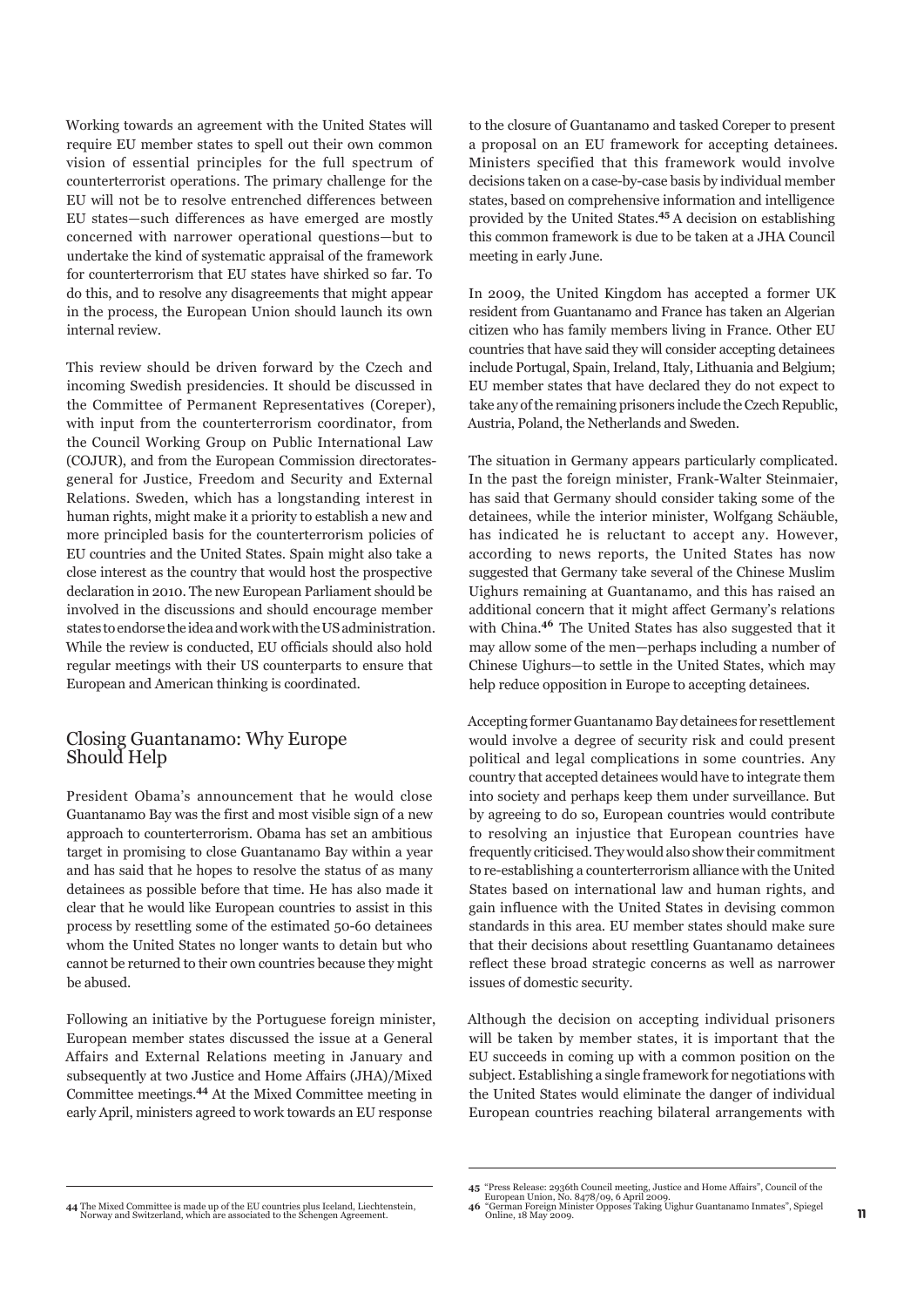Working towards an agreement with the United States will require EU member states to spell out their own common vision of essential principles for the full spectrum of counterterrorist operations. The primary challenge for the EU will not be to resolve entrenched differences between EU states—such differences as have emerged are mostly concerned with narrower operational questions—but to undertake the kind of systematic appraisal of the framework for counterterrorism that EU states have shirked so far. To do this, and to resolve any disagreements that might appear in the process, the European Union should launch its own internal review.

This review should be driven forward by the Czech and incoming Swedish presidencies. It should be discussed in the Committee of Permanent Representatives (Coreper), with input from the counterterrorism coordinator, from the Council Working Group on Public International Law (COJUR), and from the European Commission directorates-general for Justice, Freedom and Security and External Relations. Sweden, which has a longstanding interest in human rights, might make it a priority to establish a new and more principled basis for the counterterrorism policies of EU countries and the United States. Spain might also take a close interest as the country that would host the prospective declaration in 2010. The new European Parliament should be involved in the discussions and should encourage member states to endorse the idea and work with the US administration. While the review is conducted, EU officials should also hold regular meetings with their US counterparts to ensure that European and American thinking is coordinated.

## Closing Guantanamo: Why Europe Should Help

President Obama's announcement that he would close Guantanamo Bay was the first and most visible sign of a new approach to counterterrorism. Obama has set an ambitious target in promising to close Guantanamo Bay within a year and has said that he hopes to resolve the status of as many detainees as possible before that time. He has also made it clear that he would like European countries to assist in this process by resettling some of the estimated 50-60 detainees whom the United States no longer wants to detain but who cannot be returned to their own countries because they might be abused.

Following an initiative by the Portuguese foreign minister, European member states discussed the issue at a General Affairs and External Relations meeting in January and subsequently at two Justice and Home Affairs (JHA)/Mixed Committee meetings.[44] At the Mixed Committee meeting in early April, ministers agreed to work towards an EU response to the closure of Guantanamo and tasked Coreper to present a proposal on an EU framework for accepting detainees. Ministers specified that this framework would involve decisions taken on a case-by-case basis by individual member states, based on comprehensive information and intelligence provided by the United States.[45] A decision on establishing this common framework is due to be taken at a JHA Council meeting in early June.

In 2009, the United Kingdom has accepted a former UK resident from Guantanamo and France has taken an Algerian citizen who has family members living in France. Other EU countries that have said they will consider accepting detainees include Portugal, Spain, Ireland, Italy, Lithuania and Belgium; EU member states that have declared they do not expect to take any of the remaining prisoners include the Czech Republic, Austria, Poland, the Netherlands and Sweden.

The situation in Germany appears particularly complicated. In the past the foreign minister, Frank-Walter Steinmaier, has said that Germany should consider taking some of the detainees, while the interior minister, Wolfgang Schäuble, has indicated he is reluctant to accept any. However, according to news reports, the United States has now suggested that Germany take several of the Chinese Muslim Uighurs remaining at Guantanamo, and this has raised an additional concern that it might affect Germany's relations with China.[46] The United States has also suggested that it may allow some of the men—perhaps including a number of Chinese Uighurs—to settle in the United States, which may help reduce opposition in Europe to accepting detainees.

Accepting former Guantanamo Bay detainees for resettlement would involve a degree of security risk and could present political and legal complications in some countries. Any country that accepted detainees would have to integrate them into society and perhaps keep them under surveillance. But by agreeing to do so, European countries would contribute to resolving an injustice that European countries have frequently criticised. They would also show their commitment to re-establishing a counterterrorism alliance with the United States based on international law and human rights, and gain influence with the United States in devising common standards in this area. EU member states should make sure that their decisions about resettling Guantanamo detainees reflect these broad strategic concerns as well as narrower issues of domestic security.

Although the decision on accepting individual prisoners will be taken by member states, it is important that the EU succeeds in coming up with a common position on the subject. Establishing a single framework for negotiations with the United States would eliminate the danger of individual European countries reaching bilateral arrangements with

---

44 The Mixed Committee is made up of the EU countries plus Iceland, Liechtenstein, Norway and Switzerland, which are associated to the Schengen Agreement.

45 "Press Release: 2936th Council meeting, Justice and Home Affairs", Council of the European Union, No. 8478/09, 6 April 2009.

46 "German Foreign Minister Opposes Taking Uighur Guantanamo Inmates", Spiegel Online, 18 May 2009.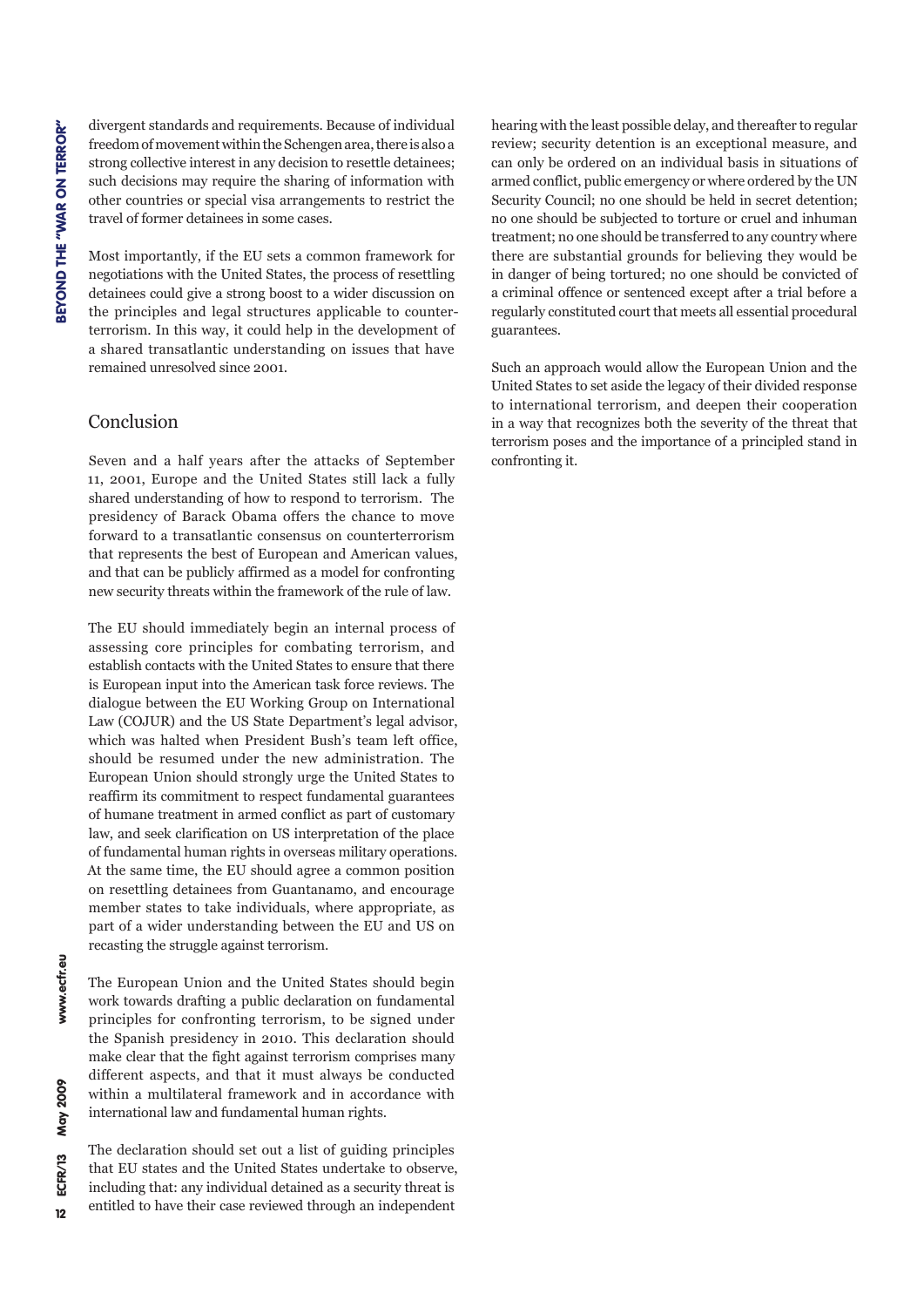divergent standards and requirements. Because of individual freedom of movement within the Schengen area, there is also a strong collective interest in any decision to resettle detainees; such decisions may require the sharing of information with other countries or special visa arrangements to restrict the travel of former detainees in some cases.

Most importantly, if the EU sets a common framework for negotiations with the United States, the process of resettling detainees could give a strong boost to a wider discussion on the principles and legal structures applicable to counter-terrorism. In this way, it could help in the development of a shared transatlantic understanding on issues that have remained unresolved since 2001.

## Conclusion

Seven and a half years after the attacks of September 11, 2001, Europe and the United States still lack a fully shared understanding of how to respond to terrorism. The presidency of Barack Obama offers the chance to move forward to a transatlantic consensus on counterterrorism that represents the best of European and American values, and that can be publicly affirmed as a model for confronting new security threats within the framework of the rule of law.

The EU should immediately begin an internal process of assessing core principles for combating terrorism, and establish contacts with the United States to ensure that there is European input into the American task force reviews. The dialogue between the EU Working Group on International Law (COJUR) and the US State Department's legal advisor, which was halted when President Bush's team left office, should be resumed under the new administration. The European Union should strongly urge the United States to reaffirm its commitment to respect fundamental guarantees of humane treatment in armed conflict as part of customary law, and seek clarification on US interpretation of the place of fundamental human rights in overseas military operations. At the same time, the EU should agree a common position on resettling detainees from Guantanamo, and encourage member states to take individuals, where appropriate, as part of a wider understanding between the EU and US on recasting the struggle against terrorism.

The European Union and the United States should begin work towards drafting a public declaration on fundamental principles for confronting terrorism, to be signed under the Spanish presidency in 2010. This declaration should make clear that the fight against terrorism comprises many different aspects, and that it must always be conducted within a multilateral framework and in accordance with international law and fundamental human rights.

The declaration should set out a list of guiding principles that EU states and the United States undertake to observe, including that: any individual detained as a security threat is entitled to have their case reviewed through an independent hearing with the least possible delay, and thereafter to regular review; security detention is an exceptional measure, and can only be ordered on an individual basis in situations of armed conflict, public emergency or where ordered by the UN Security Council; no one should be held in secret detention; no one should be subjected to torture or cruel and inhuman treatment; no one should be transferred to any country where there are substantial grounds for believing they would be in danger of being tortured; no one should be convicted of a criminal offence or sentenced except after a trial before a regularly constituted court that meets all essential procedural guarantees.

Such an approach would allow the European Union and the United States to set aside the legacy of their divided response to international terrorism, and deepen their cooperation in a way that recognizes both the severity of the threat that terrorism poses and the importance of a principled stand in confronting it.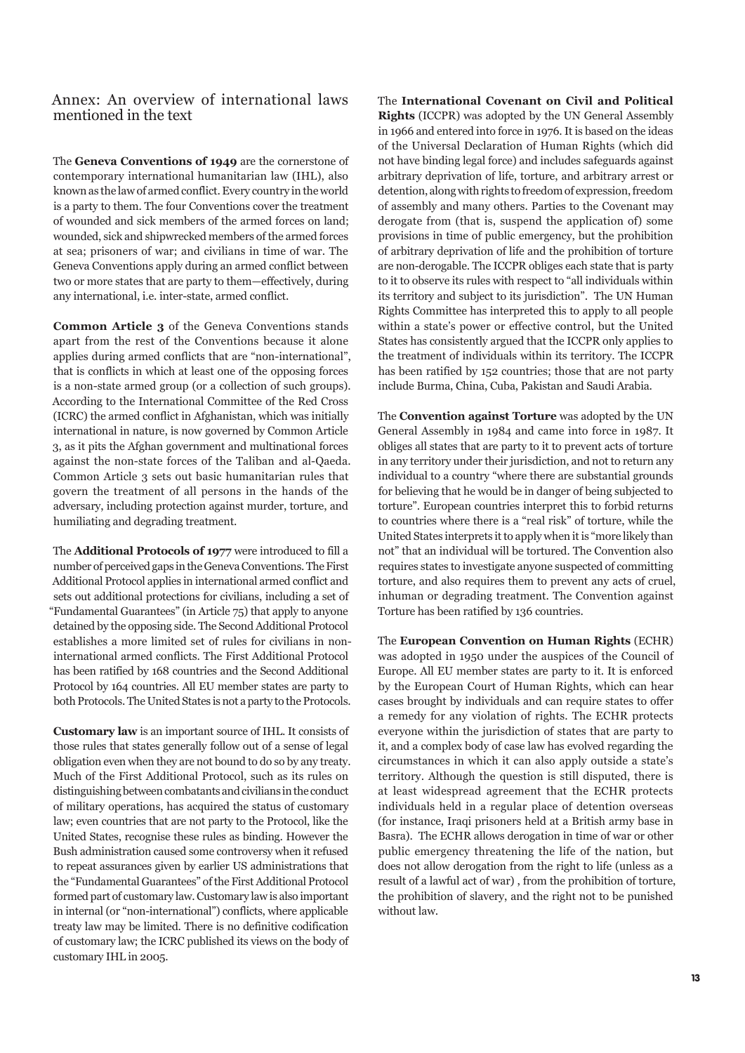## Annex: An overview of international laws mentioned in the text

The **Geneva Conventions of 1949** are the cornerstone of contemporary international humanitarian law (IHL), also known as the law of armed conflict. Every country in the world is a party to them. The four Conventions cover the treatment of wounded and sick members of the armed forces on land; wounded, sick and shipwrecked members of the armed forces at sea; prisoners of war; and civilians in time of war. The Geneva Conventions apply during an armed conflict between two or more states that are party to them—effectively, during any international, i.e. inter-state, armed conflict.

**Common Article 3** of the Geneva Conventions stands apart from the rest of the Conventions because it alone applies during armed conflicts that are "non-international", that is conflicts in which at least one of the opposing forces is a non-state armed group (or a collection of such groups). According to the International Committee of the Red Cross (ICRC) the armed conflict in Afghanistan, which was initially international in nature, is now governed by Common Article 3, as it pits the Afghan government and multinational forces against the non-state forces of the Taliban and al-Qaeda. Common Article 3 sets out basic humanitarian rules that govern the treatment of all persons in the hands of the adversary, including protection against murder, torture, and humiliating and degrading treatment.

The **Additional Protocols of 1977** were introduced to fill a number of perceived gaps in the Geneva Conventions. The First Additional Protocol applies in international armed conflict and sets out additional protections for civilians, including a set of "Fundamental Guarantees" (in Article 75) that apply to anyone detained by the opposing side. The Second Additional Protocol establishes a more limited set of rules for civilians in non-international armed conflicts. The First Additional Protocol has been ratified by 168 countries and the Second Additional Protocol by 164 countries. All EU member states are party to both Protocols. The United States is not a party to the Protocols.

**Customary law** is an important source of IHL. It consists of those rules that states generally follow out of a sense of legal obligation even when they are not bound to do so by any treaty. Much of the First Additional Protocol, such as its rules on distinguishing between combatants and civilians in the conduct of military operations, has acquired the status of customary law; even countries that are not party to the Protocol, like the United States, recognise these rules as binding. However the Bush administration caused some controversy when it refused to repeat assurances given by earlier US administrations that the "Fundamental Guarantees" of the First Additional Protocol formed part of customary law. Customary law is also important in internal (or "non-international") conflicts, where applicable treaty law may be limited. There is no definitive codification of customary law; the ICRC published its views on the body of customary IHL in 2005.

The **International Covenant on Civil and Political Rights** (ICCPR) was adopted by the UN General Assembly in 1966 and entered into force in 1976. It is based on the ideas of the Universal Declaration of Human Rights (which did not have binding legal force) and includes safeguards against arbitrary deprivation of life, torture, and arbitrary arrest or detention, along with rights to freedom of expression, freedom of assembly and many others. Parties to the Covenant may derogate from (that is, suspend the application of) some provisions in time of public emergency, but the prohibition of arbitrary deprivation of life and the prohibition of torture are non-derogable. The ICCPR obliges each state that is party to it to observe its rules with respect to "all individuals within its territory and subject to its jurisdiction". The UN Human Rights Committee has interpreted this to apply to all people within a state's power or effective control, but the United States has consistently argued that the ICCPR only applies to the treatment of individuals within its territory. The ICCPR has been ratified by 152 countries; those that are not party include Burma, China, Cuba, Pakistan and Saudi Arabia.

The **Convention against Torture** was adopted by the UN General Assembly in 1984 and came into force in 1987. It obliges all states that are party to it to prevent acts of torture in any territory under their jurisdiction, and not to return any individual to a country "where there are substantial grounds for believing that he would be in danger of being subjected to torture". European countries interpret this to forbid returns to countries where there is a "real risk" of torture, while the United States interprets it to apply when it is "more likely than not" that an individual will be tortured. The Convention also requires states to investigate anyone suspected of committing torture, and also requires them to prevent any acts of cruel, inhuman or degrading treatment. The Convention against Torture has been ratified by 136 countries.

The **European Convention on Human Rights** (ECHR) was adopted in 1950 under the auspices of the Council of Europe. All EU member states are party to it. It is enforced by the European Court of Human Rights, which can hear cases brought by individuals and can require states to offer a remedy for any violation of rights. The ECHR protects everyone within the jurisdiction of states that are party to it, and a complex body of case law has evolved regarding the circumstances in which it can also apply outside a state's territory. Although the question is still disputed, there is at least widespread agreement that the ECHR protects individuals held in a regular place of detention overseas (for instance, Iraqi prisoners held at a British army base in Basra). The ECHR allows derogation in time of war or other public emergency threatening the life of the nation, but does not allow derogation from the right to life (unless as a result of a lawful act of war) , from the prohibition of torture, the prohibition of slavery, and the right not to be punished without law.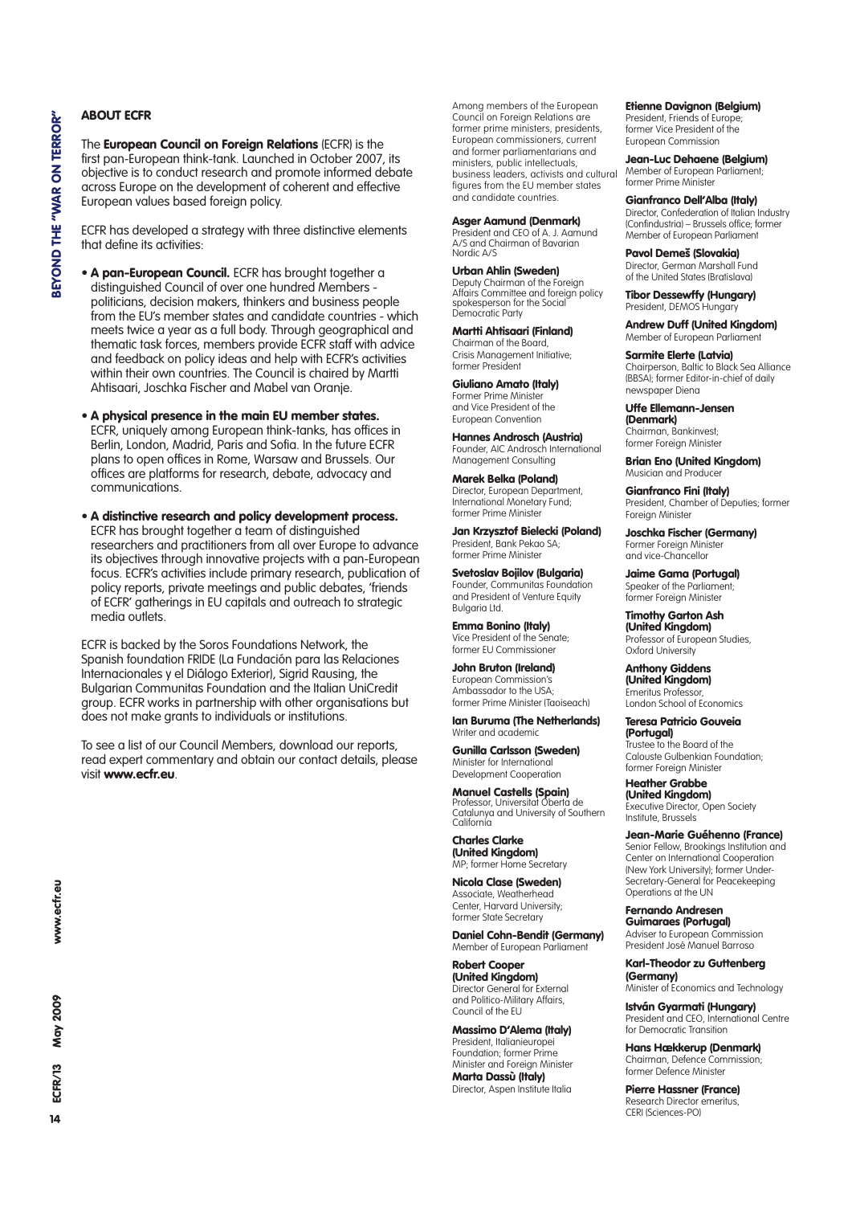## ABOUT ECFR

The **European Council on Foreign Relations** (ECFR) is the first pan-European think-tank. Launched in October 2007, its objective is to conduct research and promote informed debate across Europe on the development of coherent and effective European values based foreign policy.

ECFR has developed a strategy with three distinctive elements that define its activities:

- **A pan-European Council.** ECFR has brought together a distinguished Council of over one hundred Members - politicians, decision makers, thinkers and business people from the EU's member states and candidate countries - which meets twice a year as a full body. Through geographical and thematic task forces, members provide ECFR staff with advice and feedback on policy ideas and help with ECFR's activities within their own countries. The Council is chaired by Martti Ahtisaari, Joschka Fischer and Mabel van Oranje.

- **A physical presence in the main EU member states.** ECFR, uniquely among European think-tanks, has offices in Berlin, London, Madrid, Paris and Sofia. In the future ECFR plans to open offices in Rome, Warsaw and Brussels. Our offices are platforms for research, debate, advocacy and communications.

- **A distinctive research and policy development process.** ECFR has brought together a team of distinguished researchers and practitioners from all over Europe to advance its objectives through innovative projects with a pan-European focus. ECFR's activities include primary research, publication of policy reports, private meetings and public debates, 'friends of ECFR' gatherings in EU capitals and outreach to strategic media outlets.

ECFR is backed by the Soros Foundations Network, the Spanish foundation FRIDE (La Fundación para las Relaciones Internacionales y el Diálogo Exterior), Sigrid Rausing, the Bulgarian Communitas Foundation and the Italian UniCredit group. ECFR works in partnership with other organisations but does not make grants to individuals or institutions.

To see a list of our Council Members, download our reports, read expert commentary and obtain our contact details, please visit **www.ecfr.eu**.

Among members of the European Council on Foreign Relations are former prime ministers, presidents, European commissioners, current and former parliamentarians and ministers, public intellectuals, business leaders, activists and cultural figures from the EU member states and candidate countries.

**Asger Aamund (Denmark)**
President and CEO of A. J. Aamund A/S and Chairman of Bavarian Nordic A/S

**Urban Ahlin (Sweden)**
Deputy Chairman of the Foreign Affairs Committee and foreign policy spokesperson for the Social Democratic Party

**Martti Ahtisaari (Finland)**
Chairman of the Board, Crisis Management Initiative; former President

**Giuliano Amato (Italy)**
Former Prime Minister and Vice President of the European Convention

**Hannes Androsch (Austria)**
Founder, AIC Androsch International Management Consulting

**Marek Belka (Poland)**
Director, European Department, International Monetary Fund; former Prime Minister

**Jan Krzysztof Bielecki (Poland)**
President, Bank Pekao SA; former Prime Minister

**Svetoslav Bojilov (Bulgaria)**
Founder, Communitas Foundation and President of Venture Equity Bulgaria Ltd.

**Emma Bonino (Italy)**
Vice President of the Senate; former EU Commissioner

**John Bruton (Ireland)**
European Commission's Ambassador to the USA; former Prime Minister (Taoiseach)

**Ian Buruma (The Netherlands)**
Writer and academic

**Gunilla Carlsson (Sweden)**
Minister for International Development Cooperation

**Manuel Castells (Spain)**
Professor, Universitat Oberta de Catalunya and University of Southern California

**Charles Clarke (United Kingdom)**
MP; former Home Secretary

**Nicola Clase (Sweden)**
Associate, Weatherhead Center, Harvard University; former State Secretary

**Daniel Cohn-Bendit (Germany)**
Member of European Parliament

**Robert Cooper (United Kingdom)**
Director General for External and Politico-Military Affairs, Council of the EU

**Massimo D'Alema (Italy)**
President, Italianieuropei Foundation; former Prime Minister and Foreign Minister

**Marta Dassù (Italy)**
Director, Aspen Institute Italia

**Etienne Davignon (Belgium)**
President, Friends of Europe; former Vice President of the European Commission

**Jean-Luc Dehaene (Belgium)**
Member of European Parliament; former Prime Minister

**Gianfranco Dell'Alba (Italy)**
Director, Confederation of Italian Industry (Confindustria) – Brussels office; former Member of European Parliament

**Pavol Demeš (Slovakia)**
Director, German Marshall Fund of the United States (Bratislava)

**Tibor Dessewffy (Hungary)**
President, DEMOS Hungary

**Andrew Duff (United Kingdom)**
Member of European Parliament

**Sarmite Elerte (Latvia)**
Chairperson, Baltic to Black Sea Alliance (BBSA); former Editor-in-chief of daily newspaper Diena

**Uffe Ellemann-Jensen (Denmark)**
Chairman, Bankinvest; former Foreign Minister

**Brian Eno (United Kingdom)**
Musician and Producer

**Gianfranco Fini (Italy)**
President, Chamber of Deputies; former Foreign Minister

**Joschka Fischer (Germany)**
Former Foreign Minister and vice-Chancellor

**Jaime Gama (Portugal)**
Speaker of the Parliament; former Foreign Minister

**Timothy Garton Ash (United Kingdom)**
Professor of European Studies, Oxford University

**Anthony Giddens (United Kingdom)**
Emeritus Professor, London School of Economics

**Teresa Patricio Gouveia (Portugal)**
Trustee to the Board of the Calouste Gulbenkian Foundation; former Foreign Minister

**Heather Grabbe (United Kingdom)**
Executive Director, Open Society Institute, Brussels

**Jean-Marie Guéhenno (France)**
Senior Fellow, Brookings Institution and Center on International Cooperation (New York University); former Under-Secretary-General for Peacekeeping Operations at the UN

**Fernando Andresen Guimaraes (Portugal)**
Adviser to European Commission President José Manuel Barroso

**Karl-Theodor zu Guttenberg (Germany)**
Minister of Economics and Technology

**István Gyarmati (Hungary)**
President and CEO, International Centre for Democratic Transition

**Hans Hækkerup (Denmark)**
Chairman, Defence Commission; former Defence Minister

**Pierre Hassner (France)**
Research Director emeritus, CERI (Sciences-PO)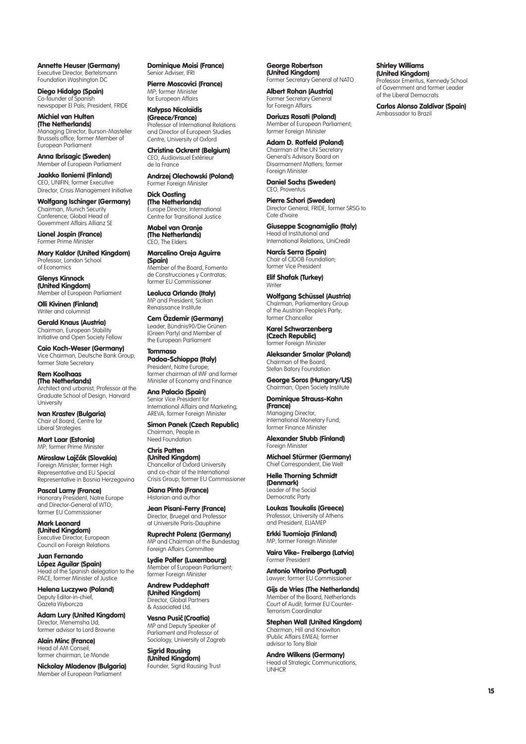**Annette Heuser (Germany)**
Executive Director, Bertelsmann Foundation Washington DC

**Diego Hidalgo (Spain)**
Co-founder of Spanish newspaper El País; President, FRIDE

**Michiel van Hulten (The Netherlands)**
Managing Director, Burson-Masteller Brussels office; former Member of European Parliament

**Anna Ibrisagic (Sweden)**
Member of European Parliament

**Jaakko Iloniemi (Finland)**
CEO, UNIFIN; former Executive Director, Crisis Management Initiative

**Wolfgang Ischinger (Germany)**
Chairman, Munich Security Conference; Global Head of Government Affairs Allianz SE

**Lionel Jospin (France)**
Former Prime Minister

**Mary Kaldor (United Kingdom)**
Professor, London School of Economics

**Glenys Kinnock (United Kingdom)**
Member of European Parliament

**Olli Kivinen (Finland)**
Writer and columnist

**Gerald Knaus (Austria)**
Chairman, European Stability Initiative and Open Society Fellow

**Caio Koch-Weser (Germany)**
Vice Chairman, Deutsche Bank Group; former State Secretary

**Rem Koolhaas (The Netherlands)**
Architect and urbanist; Professor at the Graduate School of Design, Harvard University

**Ivan Krastev (Bulgaria)**
Chair of Board, Centre for Liberal Strategies

**Mart Laar (Estonia)**
MP; former Prime Minister

**Miroslaw Lajčák (Slovakia)**
Foreign Minister; former High Representative and EU Special Representative in Bosnia Herzegovina

**Pascal Lamy (France)**
Honorary President, Notre Europe and Director-General of WTO; former EU Commissioner

**Mark Leonard (United Kingdom)**
Executive Director, European Council on Foreign Relations

**Juan Fernando López Aguilar (Spain)**
Head of the Spanish delegation to the PACE; former Minister of Justice

**Helena Luczywo (Poland)**
Deputy Editor-in-chief, Gazeta Wyborcza

**Adam Lury (United Kingdom)**
Director, Menemsha Ltd; former advisor to Lord Browne

**Alain Minc (France)**
Head of AM Conseil; former chairman, Le Monde

**Nickolay Mladenov (Bulgaria)**
Member of European Parliament

**Dominique Moisi (France)**
Senior Adviser, IFRI

**Pierre Moscovici (France)**
MP; former Minister for European Affairs

**Kalypso Nicolaïdis (Greece/France)**
Professor of International Relations and Director of European Studies Centre, University of Oxford

**Christine Ockrent (Belgium)**
CEO, Audiovisuel Extérieur de la France

**Andrzej Olechowski (Poland)**
Former Foreign Minister

**Dick Oosting (The Netherlands)**
Europe Director, International Centre for Transitional Justice

**Mabel van Oranje (The Netherlands)**
CEO, The Elders

**Marcelino Oreja Aguirre (Spain)**
Member of the Board, Fomento de Construcciones y Contratas; former EU Commissioner

**Leoluca Orlando (Italy)**
MP and President, Sicilian Renaissance Institute

**Cem Özdemir (Germany)**
Leader, Bündnis90/Die Grünen (Green Party) and Member of the European Parliament

**Tommaso Padoa-Schioppa (Italy)**
President, Notre Europe; former chairman of IMF and former Minister of Economy and Finance

**Ana Palacio (Spain)**
Senior Vice President for International Affairs and Marketing, AREVA; former Foreign Minister

**Simon Panek (Czech Republic)**
Chairman, People in Need Foundation

**Chris Patten (United Kingdom)**
Chancellor of Oxford University and co-chair of the International Crisis Group; former EU Commissioner

**Diana Pinto (France)**
Historian and author

**Jean Pisani-Ferry (France)**
Director, Bruegel and Professor at Universite Paris-Dauphine

**Ruprecht Polenz (Germany)**
MP and Chairman of the Bundestag Foreign Affairs Committee

**Lydie Polfer (Luxembourg)**
Member of European Parliament; former Foreign Minister

**Andrew Puddephatt (United Kingdom)**
Director, Global Partners & Associated Ltd.

**Vesna Pusić (Croatia)**
MP and Deputy Speaker of Parliament and Professor of Sociology, University of Zagreb

**Sigrid Rausing (United Kingdom)**
Founder, Sigrid Rausing Trust

**George Robertson (United Kingdom)**
Former Secretary General of NATO

**Albert Rohan (Austria)**
Former Secretary General for Foreign Affairs

**Dariuzs Rosati (Poland)**
Member of European Parliament; former Foreign Minister

**Adam D. Rotfeld (Poland)**
Chairman of the UN Secretary General's Advisory Board on Disarmament Matters; former Foreign Minister

**Daniel Sachs (Sweden)**
CEO, Proventus

**Pierre Schori (Sweden)**
Director General, FRIDE; former SRSG to Cote d'Ivoire

**Giuseppe Scognamiglio (Italy)**
Head of Institutional and International Relations, UniCredit

**Narcís Serra (Spain)**
Chair of CIDOB Foundation; former Vice President

**Elif Shafak (Turkey)**
Writer

**Wolfgang Schüssel (Austria)**
Chairman, Parliamentary Group of the Austrian People's Party; former Chancellor

**Karel Schwarzenberg (Czech Republic)**
former Foreign Minister

**Aleksander Smolar (Poland)**
Chairman of the Board, Stefan Batory Foundation

**George Soros (Hungary/US)**
Chairman, Open Society Institute

**Dominique Strauss-Kahn (France)**
Managing Director, International Monetary Fund; former Finance Minister

**Alexander Stubb (Finland)**
Foreign Minister

**Michael Stürmer (Germany)**
Chief Correspondent, Die Welt

**Helle Thorning Schmidt (Denmark)**
Leader of the Social Democratic Party

**Loukas Tsoukalis (Greece)**
Professor, University of Athens and President, ELIAMEP

**Erkki Tuomioja (Finland)**
MP; former Foreign Minister

**Vaira Vike- Freiberga (Latvia)**
Former President

**Antonio Vitorino (Portugal)**
Lawyer; former EU Commissioner

**Gijs de Vries (The Netherlands)**
Member of the Board, Netherlands Court of Audit; former EU Counter-Terrorism Coordinator

**Stephen Wall (United Kingdom)**
Chairman, Hill and Knowlton (Public Affairs EMEA); former advisor to Tony Blair

**Andre Wilkens (Germany)**
Head of Strategic Communications, UNHCR

**Shirley Williams (United Kingdom)**
Professor Emeritus, Kennedy School of Government and former Leader of the Liberal Democrats

**Carlos Alonso Zaldivar (Spain)**
Ambassador to Brazil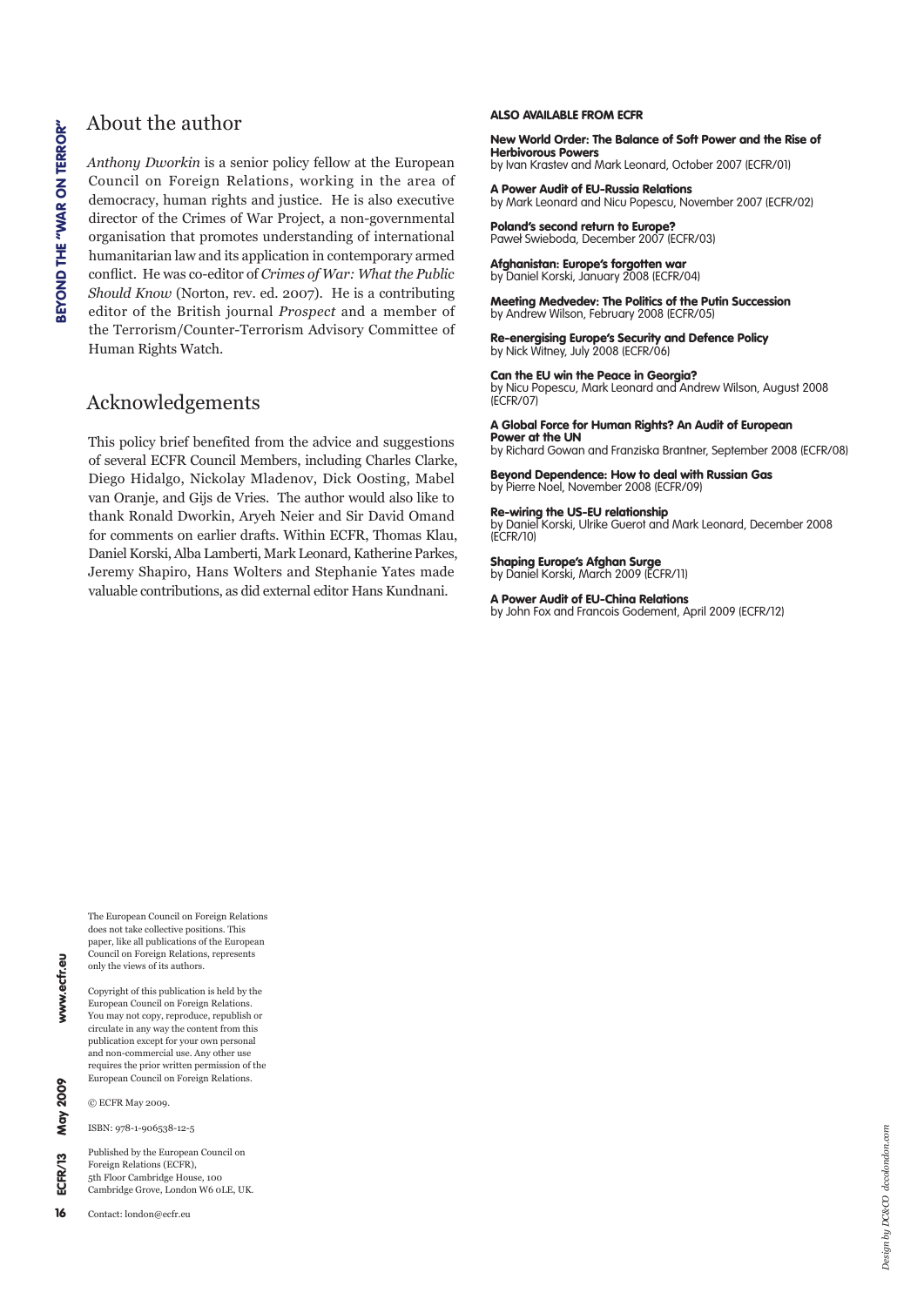## About the author

*Anthony Dworkin* is a senior policy fellow at the European Council on Foreign Relations, working in the area of democracy, human rights and justice. He is also executive director of the Crimes of War Project, a non-governmental organisation that promotes understanding of international humanitarian law and its application in contemporary armed conflict. He was co-editor of *Crimes of War: What the Public Should Know* (Norton, rev. ed. 2007). He is a contributing editor of the British journal *Prospect* and a member of the Terrorism/Counter-Terrorism Advisory Committee of Human Rights Watch.

## Acknowledgements

This policy brief benefited from the advice and suggestions of several ECFR Council Members, including Charles Clarke, Diego Hidalgo, Nickolay Mladenov, Dick Oosting, Mabel van Oranje, and Gijs de Vries. The author would also like to thank Ronald Dworkin, Aryeh Neier and Sir David Omand for comments on earlier drafts. Within ECFR, Thomas Klau, Daniel Korski, Alba Lamberti, Mark Leonard, Katherine Parkes, Jeremy Shapiro, Hans Wolters and Stephanie Yates made valuable contributions, as did external editor Hans Kundnani.

**ALSO AVAILABLE FROM ECFR**

**New World Order: The Balance of Soft Power and the Rise of Herbivorous Powers**
by Ivan Krastev and Mark Leonard, October 2007 (ECFR/01)

**A Power Audit of EU-Russia Relations**
by Mark Leonard and Nicu Popescu, November 2007 (ECFR/02)

**Poland's second return to Europe?**
Paweł Swieboda, December 2007 (ECFR/03)

**Afghanistan: Europe's forgotten war**
by Daniel Korski, January 2008 (ECFR/04)

**Meeting Medvedev: The Politics of the Putin Succession**
by Andrew Wilson, February 2008 (ECFR/05)

**Re-energising Europe's Security and Defence Policy**
by Nick Witney, July 2008 (ECFR/06)

**Can the EU win the Peace in Georgia?**
by Nicu Popescu, Mark Leonard and Andrew Wilson, August 2008 (ECFR/07)

**A Global Force for Human Rights? An Audit of European Power at the UN**
by Richard Gowan and Franziska Brantner, September 2008 (ECFR/08)

**Beyond Dependence: How to deal with Russian Gas**
by Pierre Noel, November 2008 (ECFR/09)

**Re-wiring the US-EU relationship**
by Daniel Korski, Ulrike Guerot and Mark Leonard, December 2008 (ECFR/10)

**Shaping Europe's Afghan Surge**
by Daniel Korski, March 2009 (ECFR/11)

**A Power Audit of EU-China Relations**
by John Fox and Francois Godement, April 2009 (ECFR/12)

The European Council on Foreign Relations does not take collective positions. This paper, like all publications of the European Council on Foreign Relations, represents only the views of its authors.

Copyright of this publication is held by the European Council on Foreign Relations. You may not copy, reproduce, republish or circulate in any way the content from this publication except for your own personal and non-commercial use. Any other use requires the prior written permission of the European Council on Foreign Relations.

© ECFR May 2009.

ISBN: 978-1-906538-12-5

Published by the European Council on Foreign Relations (ECFR), 5th Floor Cambridge House, 100 Cambridge Grove, London W6 0LE, UK.

Contact: london@ecfr.eu

*Design by DC&CO dccolondon.com*